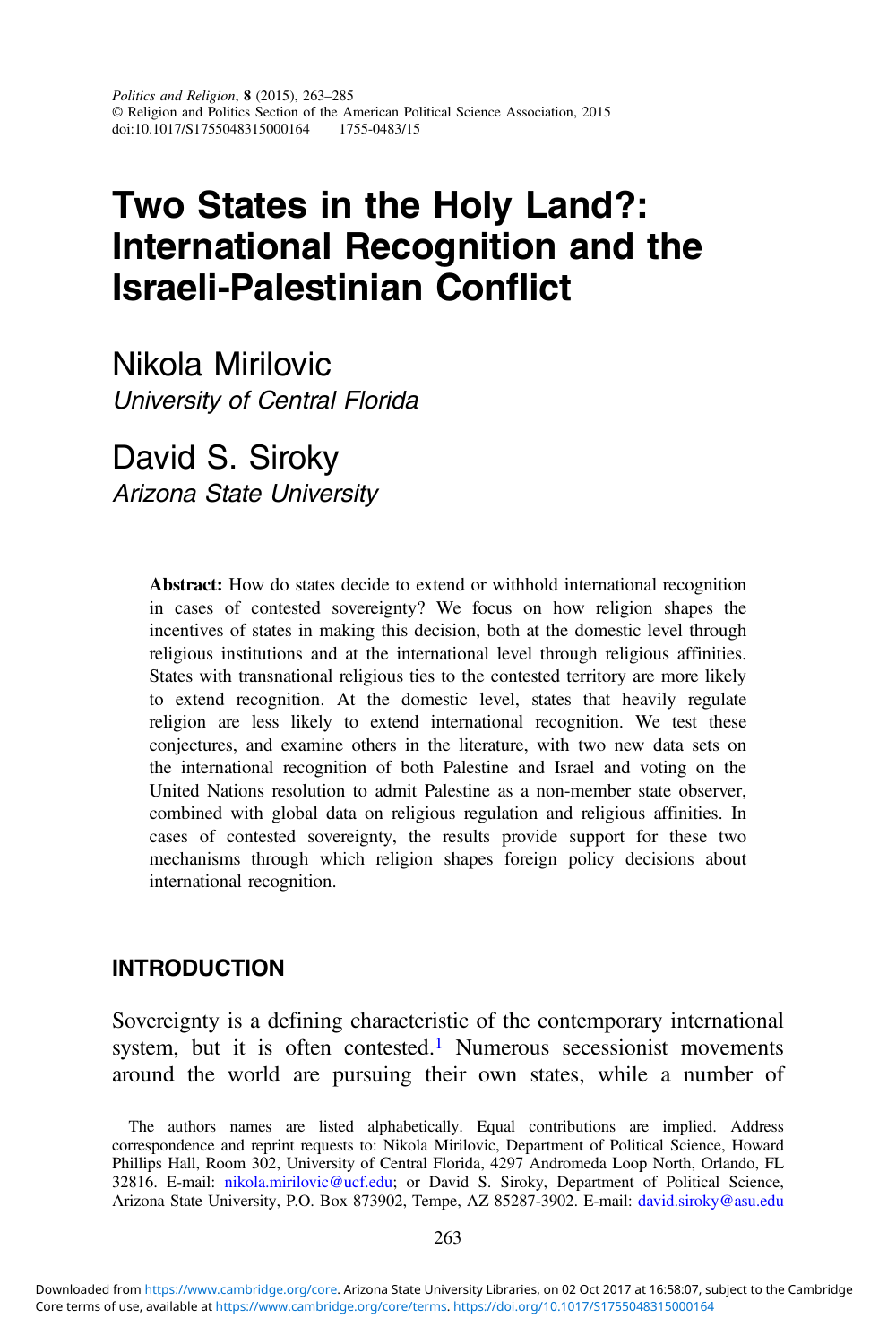Politics and Religion, **8** (2015), 263–285
© Religion and Politics Section of the American Political Science Association, 2015
doi:10.1017/S1755048315000164 1755-0483/15

# Two States in the Holy Land?: International Recognition and the Israeli-Palestinian Conflict

Nikola Mirilovic
*University of Central Florida*

David S. Siroky
*Arizona State University*

**Abstract:** How do states decide to extend or withhold international recognition in cases of contested sovereignty? We focus on how religion shapes the incentives of states in making this decision, both at the domestic level through religious institutions and at the international level through religious affinities. States with transnational religious ties to the contested territory are more likely to extend recognition. At the domestic level, states that heavily regulate religion are less likely to extend international recognition. We test these conjectures, and examine others in the literature, with two new data sets on the international recognition of both Palestine and Israel and voting on the United Nations resolution to admit Palestine as a non-member state observer, combined with global data on religious regulation and religious affinities. In cases of contested sovereignty, the results provide support for these two mechanisms through which religion shapes foreign policy decisions about international recognition.

## INTRODUCTION

Sovereignty is a defining characteristic of the contemporary international system, but it is often contested.[1] Numerous secessionist movements around the world are pursuing their own states, while a number of

The authors names are listed alphabetically. Equal contributions are implied. Address correspondence and reprint requests to: Nikola Mirilovic, Department of Political Science, Howard Phillips Hall, Room 302, University of Central Florida, 4297 Andromeda Loop North, Orlando, FL 32816. E-mail: nikola.mirilovic@ucf.edu; or David S. Siroky, Department of Political Science, Arizona State University, P.O. Box 873902, Tempe, AZ 85287-3902. E-mail: david.siroky@asu.edu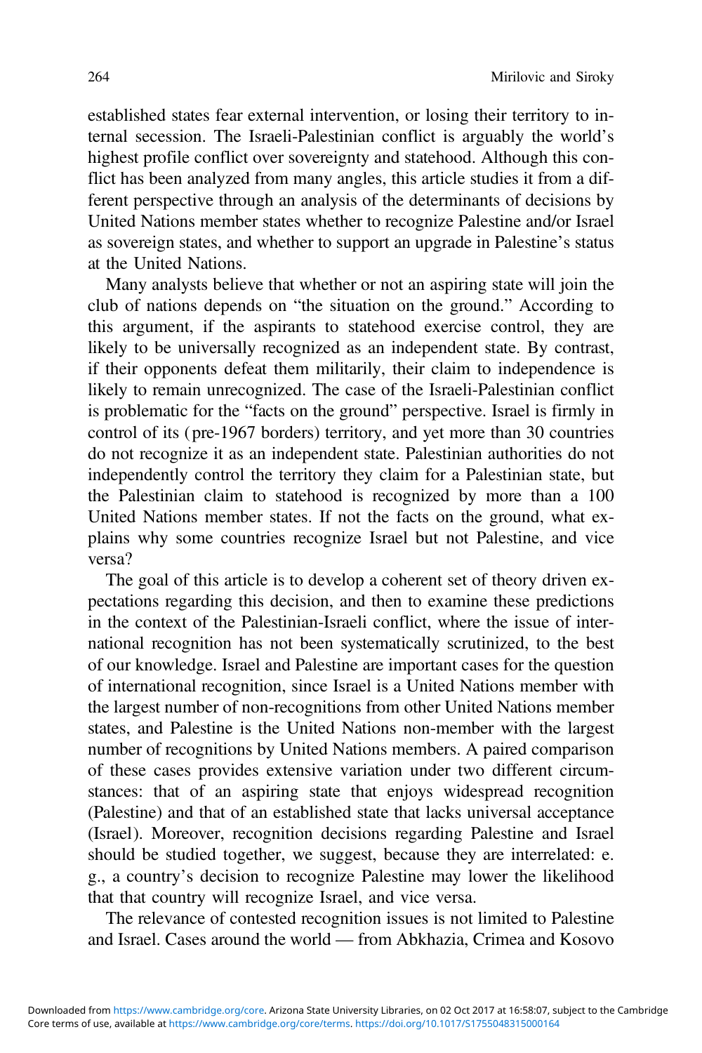established states fear external intervention, or losing their territory to internal secession. The Israeli-Palestinian conflict is arguably the world's highest profile conflict over sovereignty and statehood. Although this conflict has been analyzed from many angles, this article studies it from a different perspective through an analysis of the determinants of decisions by United Nations member states whether to recognize Palestine and/or Israel as sovereign states, and whether to support an upgrade in Palestine's status at the United Nations.

Many analysts believe that whether or not an aspiring state will join the club of nations depends on "the situation on the ground." According to this argument, if the aspirants to statehood exercise control, they are likely to be universally recognized as an independent state. By contrast, if their opponents defeat them militarily, their claim to independence is likely to remain unrecognized. The case of the Israeli-Palestinian conflict is problematic for the "facts on the ground" perspective. Israel is firmly in control of its (pre-1967 borders) territory, and yet more than 30 countries do not recognize it as an independent state. Palestinian authorities do not independently control the territory they claim for a Palestinian state, but the Palestinian claim to statehood is recognized by more than a 100 United Nations member states. If not the facts on the ground, what explains why some countries recognize Israel but not Palestine, and vice versa?

The goal of this article is to develop a coherent set of theory driven expectations regarding this decision, and then to examine these predictions in the context of the Palestinian-Israeli conflict, where the issue of international recognition has not been systematically scrutinized, to the best of our knowledge. Israel and Palestine are important cases for the question of international recognition, since Israel is a United Nations member with the largest number of non-recognitions from other United Nations member states, and Palestine is the United Nations non-member with the largest number of recognitions by United Nations members. A paired comparison of these cases provides extensive variation under two different circumstances: that of an aspiring state that enjoys widespread recognition (Palestine) and that of an established state that lacks universal acceptance (Israel). Moreover, recognition decisions regarding Palestine and Israel should be studied together, we suggest, because they are interrelated: e.g., a country's decision to recognize Palestine may lower the likelihood that that country will recognize Israel, and vice versa.

The relevance of contested recognition issues is not limited to Palestine and Israel. Cases around the world — from Abkhazia, Crimea and Kosovo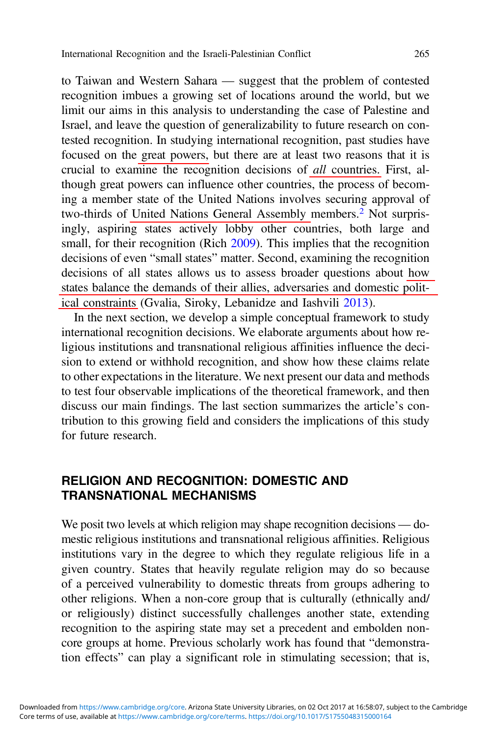to Taiwan and Western Sahara — suggest that the problem of contested recognition imbues a growing set of locations around the world, but we limit our aims in this analysis to understanding the case of Palestine and Israel, and leave the question of generalizability to future research on contested recognition. In studying international recognition, past studies have focused on the great powers, but there are at least two reasons that it is crucial to examine the recognition decisions of *all* countries. First, although great powers can influence other countries, the process of becoming a member state of the United Nations involves securing approval of two-thirds of United Nations General Assembly members.[2] Not surprisingly, aspiring states actively lobby other countries, both large and small, for their recognition (Rich 2009). This implies that the recognition decisions of even "small states" matter. Second, examining the recognition decisions of all states allows us to assess broader questions about how states balance the demands of their allies, adversaries and domestic political constraints (Gvalia, Siroky, Lebanidze and Iashvili 2013).

In the next section, we develop a simple conceptual framework to study international recognition decisions. We elaborate arguments about how religious institutions and transnational religious affinities influence the decision to extend or withhold recognition, and show how these claims relate to other expectations in the literature. We next present our data and methods to test four observable implications of the theoretical framework, and then discuss our main findings. The last section summarizes the article's contribution to this growing field and considers the implications of this study for future research.

## RELIGION AND RECOGNITION: DOMESTIC AND TRANSNATIONAL MECHANISMS

We posit two levels at which religion may shape recognition decisions — domestic religious institutions and transnational religious affinities. Religious institutions vary in the degree to which they regulate religious life in a given country. States that heavily regulate religion may do so because of a perceived vulnerability to domestic threats from groups adhering to other religions. When a non-core group that is culturally (ethnically and/or religiously) distinct successfully challenges another state, extending recognition to the aspiring state may set a precedent and embolden non-core groups at home. Previous scholarly work has found that "demonstration effects" can play a significant role in stimulating secession; that is,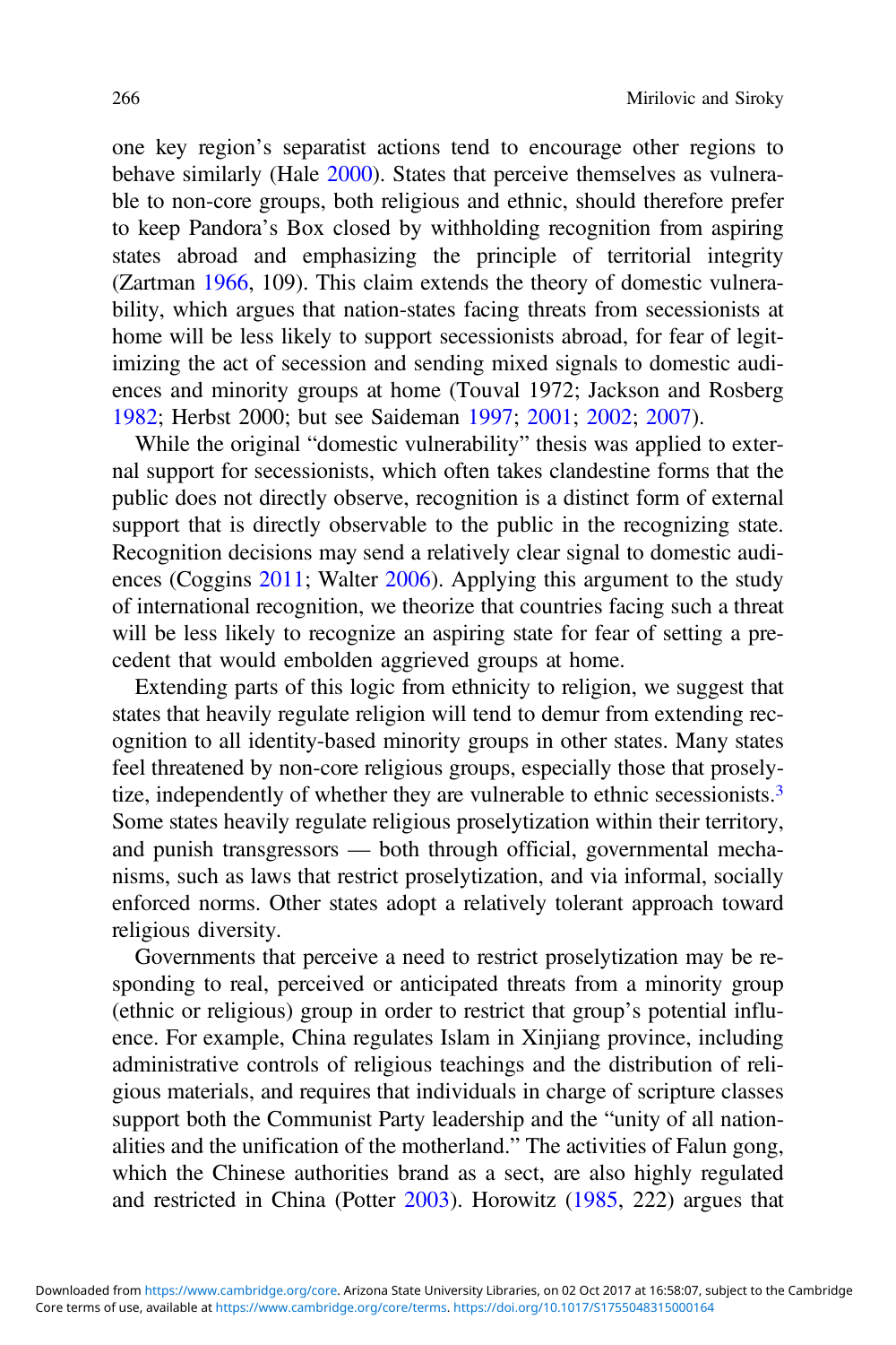one key region's separatist actions tend to encourage other regions to behave similarly (Hale 2000). States that perceive themselves as vulnerable to non-core groups, both religious and ethnic, should therefore prefer to keep Pandora's Box closed by withholding recognition from aspiring states abroad and emphasizing the principle of territorial integrity (Zartman 1966, 109). This claim extends the theory of domestic vulnerability, which argues that nation-states facing threats from secessionists at home will be less likely to support secessionists abroad, for fear of legitimizing the act of secession and sending mixed signals to domestic audiences and minority groups at home (Touval 1972; Jackson and Rosberg 1982; Herbst 2000; but see Saideman 1997; 2001; 2002; 2007).

While the original "domestic vulnerability" thesis was applied to external support for secessionists, which often takes clandestine forms that the public does not directly observe, recognition is a distinct form of external support that is directly observable to the public in the recognizing state. Recognition decisions may send a relatively clear signal to domestic audiences (Coggins 2011; Walter 2006). Applying this argument to the study of international recognition, we theorize that countries facing such a threat will be less likely to recognize an aspiring state for fear of setting a precedent that would embolden aggrieved groups at home.

Extending parts of this logic from ethnicity to religion, we suggest that states that heavily regulate religion will tend to demur from extending recognition to all identity-based minority groups in other states. Many states feel threatened by non-core religious groups, especially those that proselytize, independently of whether they are vulnerable to ethnic secessionists.[3] Some states heavily regulate religious proselytization within their territory, and punish transgressors — both through official, governmental mechanisms, such as laws that restrict proselytization, and via informal, socially enforced norms. Other states adopt a relatively tolerant approach toward religious diversity.

Governments that perceive a need to restrict proselytization may be responding to real, perceived or anticipated threats from a minority group (ethnic or religious) group in order to restrict that group's potential influence. For example, China regulates Islam in Xinjiang province, including administrative controls of religious teachings and the distribution of religious materials, and requires that individuals in charge of scripture classes support both the Communist Party leadership and the "unity of all nationalities and the unification of the motherland." The activities of Falun gong, which the Chinese authorities brand as a sect, are also highly regulated and restricted in China (Potter 2003). Horowitz (1985, 222) argues that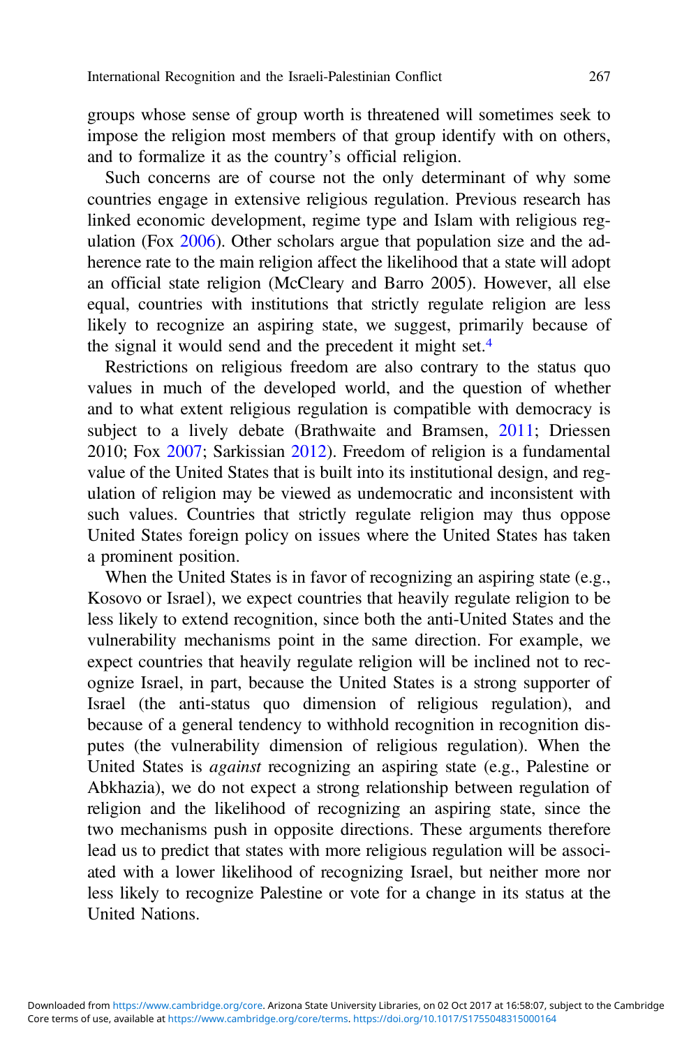groups whose sense of group worth is threatened will sometimes seek to impose the religion most members of that group identify with on others, and to formalize it as the country's official religion.

Such concerns are of course not the only determinant of why some countries engage in extensive religious regulation. Previous research has linked economic development, regime type and Islam with religious regulation (Fox 2006). Other scholars argue that population size and the adherence rate to the main religion affect the likelihood that a state will adopt an official state religion (McCleary and Barro 2005). However, all else equal, countries with institutions that strictly regulate religion are less likely to recognize an aspiring state, we suggest, primarily because of the signal it would send and the precedent it might set.[4]

Restrictions on religious freedom are also contrary to the status quo values in much of the developed world, and the question of whether and to what extent religious regulation is compatible with democracy is subject to a lively debate (Brathwaite and Bramsen, 2011; Driessen 2010; Fox 2007; Sarkissian 2012). Freedom of religion is a fundamental value of the United States that is built into its institutional design, and regulation of religion may be viewed as undemocratic and inconsistent with such values. Countries that strictly regulate religion may thus oppose United States foreign policy on issues where the United States has taken a prominent position.

When the United States is in favor of recognizing an aspiring state (e.g., Kosovo or Israel), we expect countries that heavily regulate religion to be less likely to extend recognition, since both the anti-United States and the vulnerability mechanisms point in the same direction. For example, we expect countries that heavily regulate religion will be inclined not to recognize Israel, in part, because the United States is a strong supporter of Israel (the anti-status quo dimension of religious regulation), and because of a general tendency to withhold recognition in recognition disputes (the vulnerability dimension of religious regulation). When the United States is *against* recognizing an aspiring state (e.g., Palestine or Abkhazia), we do not expect a strong relationship between regulation of religion and the likelihood of recognizing an aspiring state, since the two mechanisms push in opposite directions. These arguments therefore lead us to predict that states with more religious regulation will be associated with a lower likelihood of recognizing Israel, but neither more nor less likely to recognize Palestine or vote for a change in its status at the United Nations.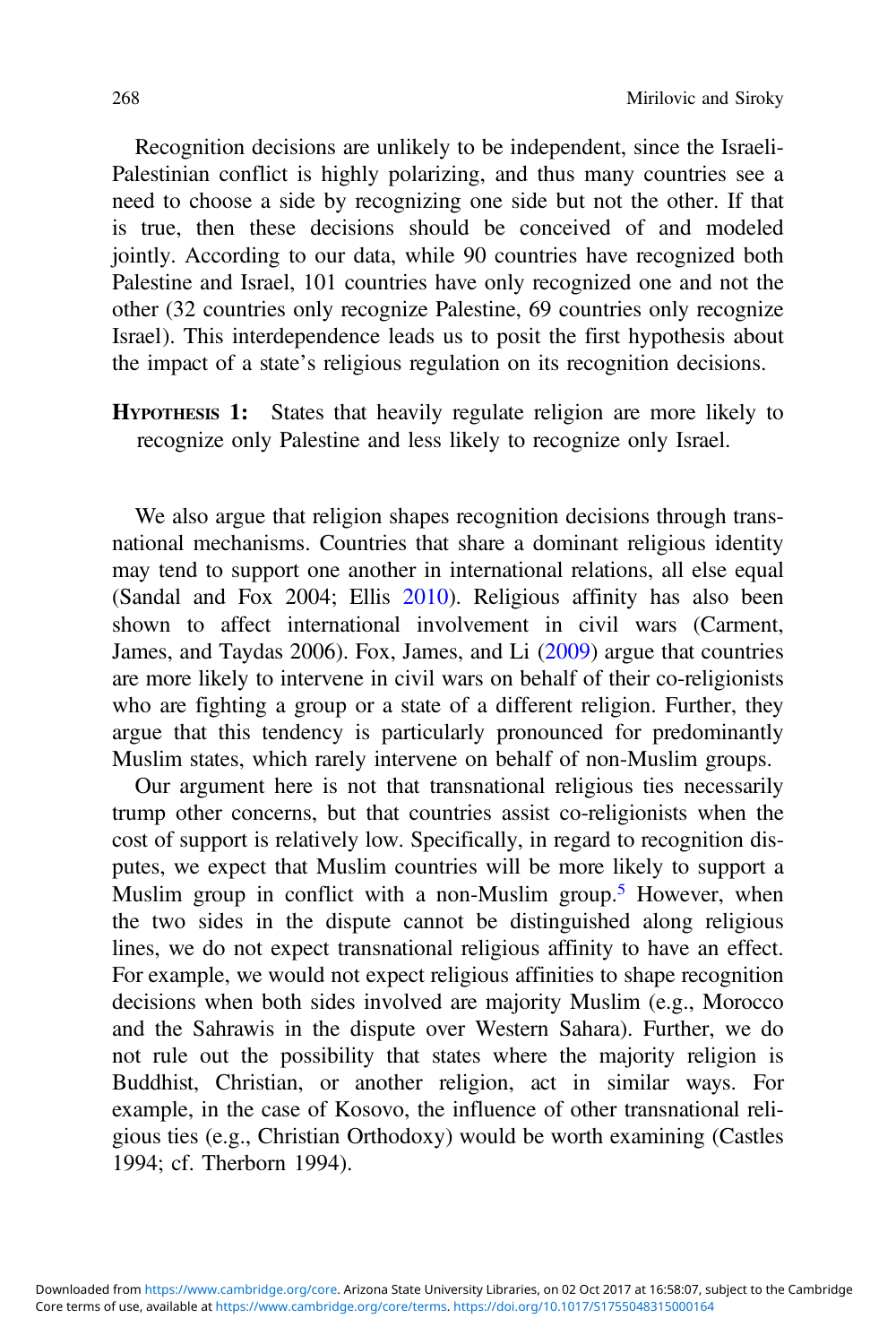Recognition decisions are unlikely to be independent, since the Israeli-Palestinian conflict is highly polarizing, and thus many countries see a need to choose a side by recognizing one side but not the other. If that is true, then these decisions should be conceived of and modeled jointly. According to our data, while 90 countries have recognized both Palestine and Israel, 101 countries have only recognized one and not the other (32 countries only recognize Palestine, 69 countries only recognize Israel). This interdependence leads us to posit the first hypothesis about the impact of a state's religious regulation on its recognition decisions.

**Hypothesis 1:** States that heavily regulate religion are more likely to recognize only Palestine and less likely to recognize only Israel.

We also argue that religion shapes recognition decisions through transnational mechanisms. Countries that share a dominant religious identity may tend to support one another in international relations, all else equal (Sandal and Fox 2004; Ellis 2010). Religious affinity has also been shown to affect international involvement in civil wars (Carment, James, and Taydas 2006). Fox, James, and Li (2009) argue that countries are more likely to intervene in civil wars on behalf of their co-religionists who are fighting a group or a state of a different religion. Further, they argue that this tendency is particularly pronounced for predominantly Muslim states, which rarely intervene on behalf of non-Muslim groups.

Our argument here is not that transnational religious ties necessarily trump other concerns, but that countries assist co-religionists when the cost of support is relatively low. Specifically, in regard to recognition disputes, we expect that Muslim countries will be more likely to support a Muslim group in conflict with a non-Muslim group.[5] However, when the two sides in the dispute cannot be distinguished along religious lines, we do not expect transnational religious affinity to have an effect. For example, we would not expect religious affinities to shape recognition decisions when both sides involved are majority Muslim (e.g., Morocco and the Sahrawis in the dispute over Western Sahara). Further, we do not rule out the possibility that states where the majority religion is Buddhist, Christian, or another religion, act in similar ways. For example, in the case of Kosovo, the influence of other transnational religious ties (e.g., Christian Orthodoxy) would be worth examining (Castles 1994; cf. Therborn 1994).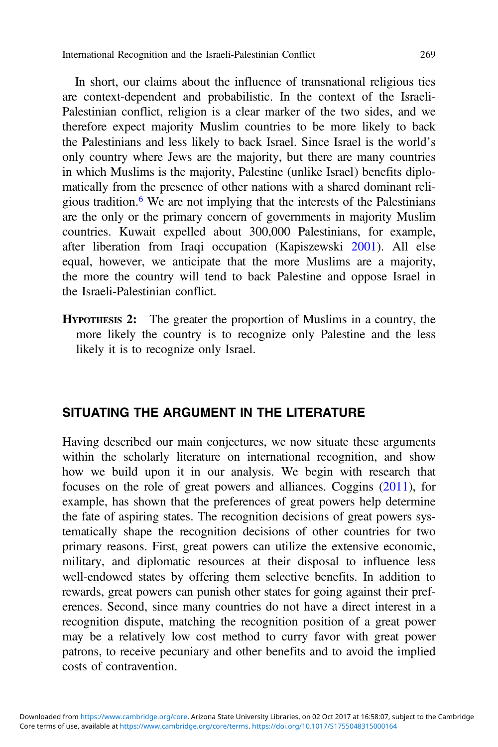In short, our claims about the influence of transnational religious ties are context-dependent and probabilistic. In the context of the Israeli-Palestinian conflict, religion is a clear marker of the two sides, and we therefore expect majority Muslim countries to be more likely to back the Palestinians and less likely to back Israel. Since Israel is the world's only country where Jews are the majority, but there are many countries in which Muslims is the majority, Palestine (unlike Israel) benefits diplomatically from the presence of other nations with a shared dominant religious tradition.[6] We are not implying that the interests of the Palestinians are the only or the primary concern of governments in majority Muslim countries. Kuwait expelled about 300,000 Palestinians, for example, after liberation from Iraqi occupation (Kapiszewski 2001). All else equal, however, we anticipate that the more Muslims are a majority, the more the country will tend to back Palestine and oppose Israel in the Israeli-Palestinian conflict.

**Hypothesis 2:** The greater the proportion of Muslims in a country, the more likely the country is to recognize only Palestine and the less likely it is to recognize only Israel.

## SITUATING THE ARGUMENT IN THE LITERATURE

Having described our main conjectures, we now situate these arguments within the scholarly literature on international recognition, and show how we build upon it in our analysis. We begin with research that focuses on the role of great powers and alliances. Coggins (2011), for example, has shown that the preferences of great powers help determine the fate of aspiring states. The recognition decisions of great powers systematically shape the recognition decisions of other countries for two primary reasons. First, great powers can utilize the extensive economic, military, and diplomatic resources at their disposal to influence less well-endowed states by offering them selective benefits. In addition to rewards, great powers can punish other states for going against their preferences. Second, since many countries do not have a direct interest in a recognition dispute, matching the recognition position of a great power may be a relatively low cost method to curry favor with great power patrons, to receive pecuniary and other benefits and to avoid the implied costs of contravention.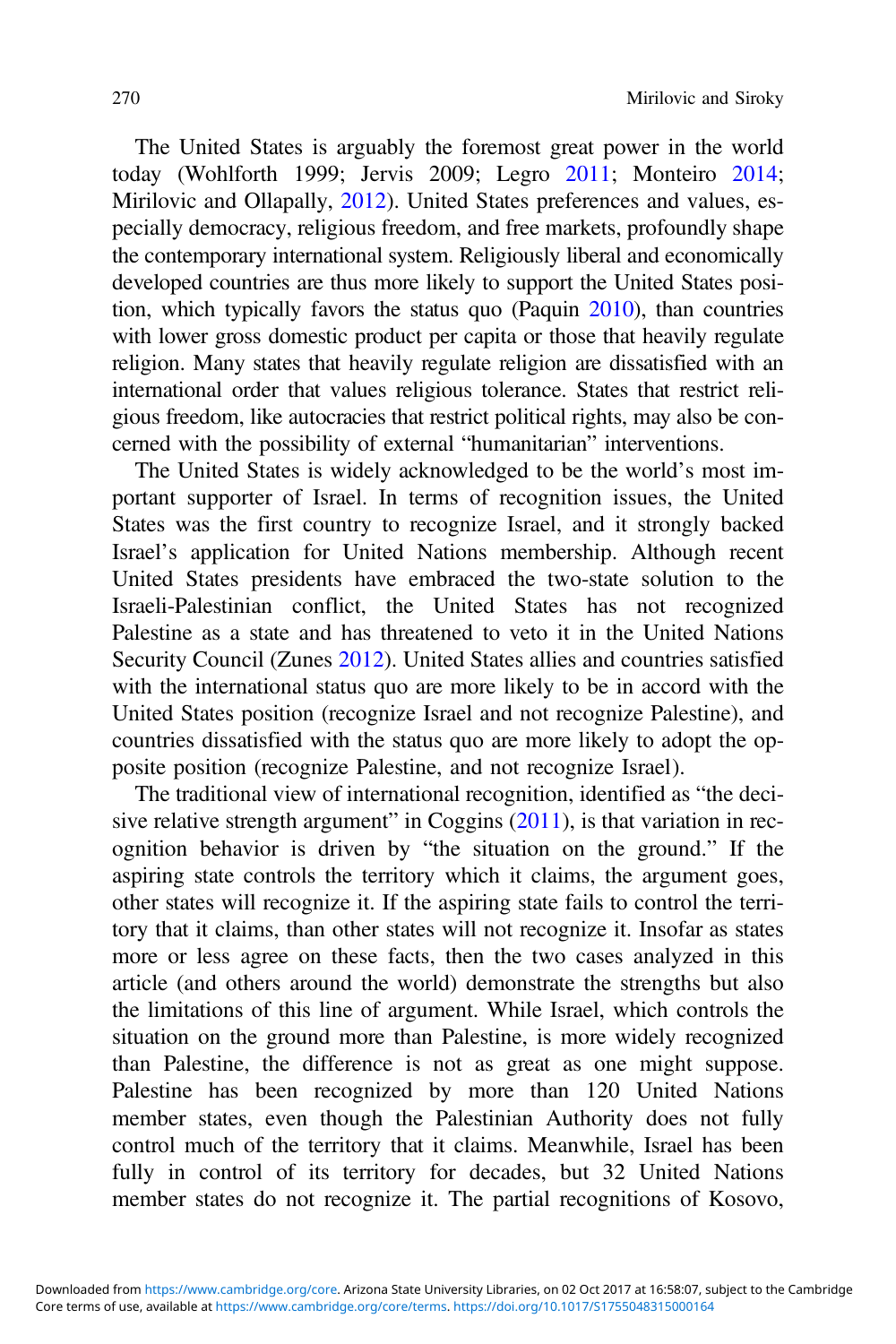The United States is arguably the foremost great power in the world today (Wohlforth 1999; Jervis 2009; Legro 2011; Monteiro 2014; Mirilovic and Ollapally, 2012). United States preferences and values, especially democracy, religious freedom, and free markets, profoundly shape the contemporary international system. Religiously liberal and economically developed countries are thus more likely to support the United States position, which typically favors the status quo (Paquin 2010), than countries with lower gross domestic product per capita or those that heavily regulate religion. Many states that heavily regulate religion are dissatisfied with an international order that values religious tolerance. States that restrict religious freedom, like autocracies that restrict political rights, may also be concerned with the possibility of external "humanitarian" interventions.

The United States is widely acknowledged to be the world's most important supporter of Israel. In terms of recognition issues, the United States was the first country to recognize Israel, and it strongly backed Israel's application for United Nations membership. Although recent United States presidents have embraced the two-state solution to the Israeli-Palestinian conflict, the United States has not recognized Palestine as a state and has threatened to veto it in the United Nations Security Council (Zunes 2012). United States allies and countries satisfied with the international status quo are more likely to be in accord with the United States position (recognize Israel and not recognize Palestine), and countries dissatisfied with the status quo are more likely to adopt the opposite position (recognize Palestine, and not recognize Israel).

The traditional view of international recognition, identified as "the decisive relative strength argument" in Coggins (2011), is that variation in recognition behavior is driven by "the situation on the ground." If the aspiring state controls the territory which it claims, the argument goes, other states will recognize it. If the aspiring state fails to control the territory that it claims, than other states will not recognize it. Insofar as states more or less agree on these facts, then the two cases analyzed in this article (and others around the world) demonstrate the strengths but also the limitations of this line of argument. While Israel, which controls the situation on the ground more than Palestine, is more widely recognized than Palestine, the difference is not as great as one might suppose. Palestine has been recognized by more than 120 United Nations member states, even though the Palestinian Authority does not fully control much of the territory that it claims. Meanwhile, Israel has been fully in control of its territory for decades, but 32 United Nations member states do not recognize it. The partial recognitions of Kosovo,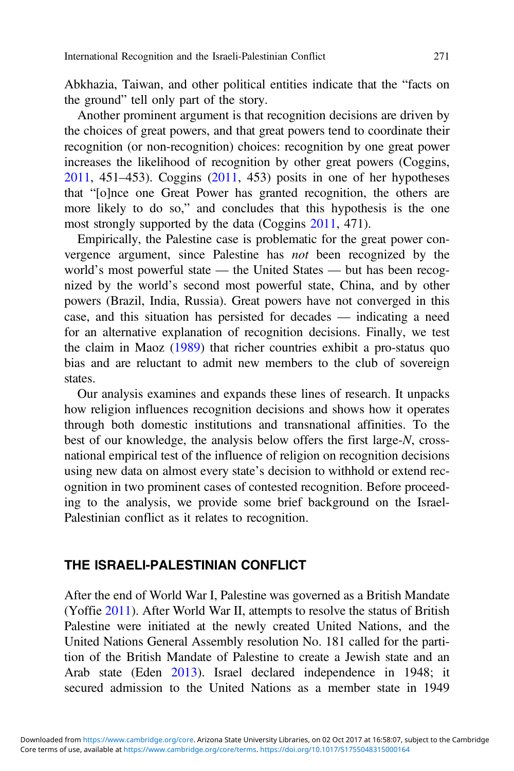Abkhazia, Taiwan, and other political entities indicate that the "facts on the ground" tell only part of the story.

Another prominent argument is that recognition decisions are driven by the choices of great powers, and that great powers tend to coordinate their recognition (or non-recognition) choices: recognition by one great power increases the likelihood of recognition by other great powers (Coggins, 2011, 451–453). Coggins (2011, 453) posits in one of her hypotheses that "[o]nce one Great Power has granted recognition, the others are more likely to do so," and concludes that this hypothesis is the one most strongly supported by the data (Coggins 2011, 471).

Empirically, the Palestine case is problematic for the great power convergence argument, since Palestine has *not* been recognized by the world's most powerful state — the United States — but has been recognized by the world's second most powerful state, China, and by other powers (Brazil, India, Russia). Great powers have not converged in this case, and this situation has persisted for decades — indicating a need for an alternative explanation of recognition decisions. Finally, we test the claim in Maoz (1989) that richer countries exhibit a pro-status quo bias and are reluctant to admit new members to the club of sovereign states.

Our analysis examines and expands these lines of research. It unpacks how religion influences recognition decisions and shows how it operates through both domestic institutions and transnational affinities. To the best of our knowledge, the analysis below offers the first large-*N*, cross-national empirical test of the influence of religion on recognition decisions using new data on almost every state's decision to withhold or extend recognition in two prominent cases of contested recognition. Before proceeding to the analysis, we provide some brief background on the Israel-Palestinian conflict as it relates to recognition.

## THE ISRAELI-PALESTINIAN CONFLICT

After the end of World War I, Palestine was governed as a British Mandate (Yoffie 2011). After World War II, attempts to resolve the status of British Palestine were initiated at the newly created United Nations, and the United Nations General Assembly resolution No. 181 called for the partition of the British Mandate of Palestine to create a Jewish state and an Arab state (Eden 2013). Israel declared independence in 1948; it secured admission to the United Nations as a member state in 1949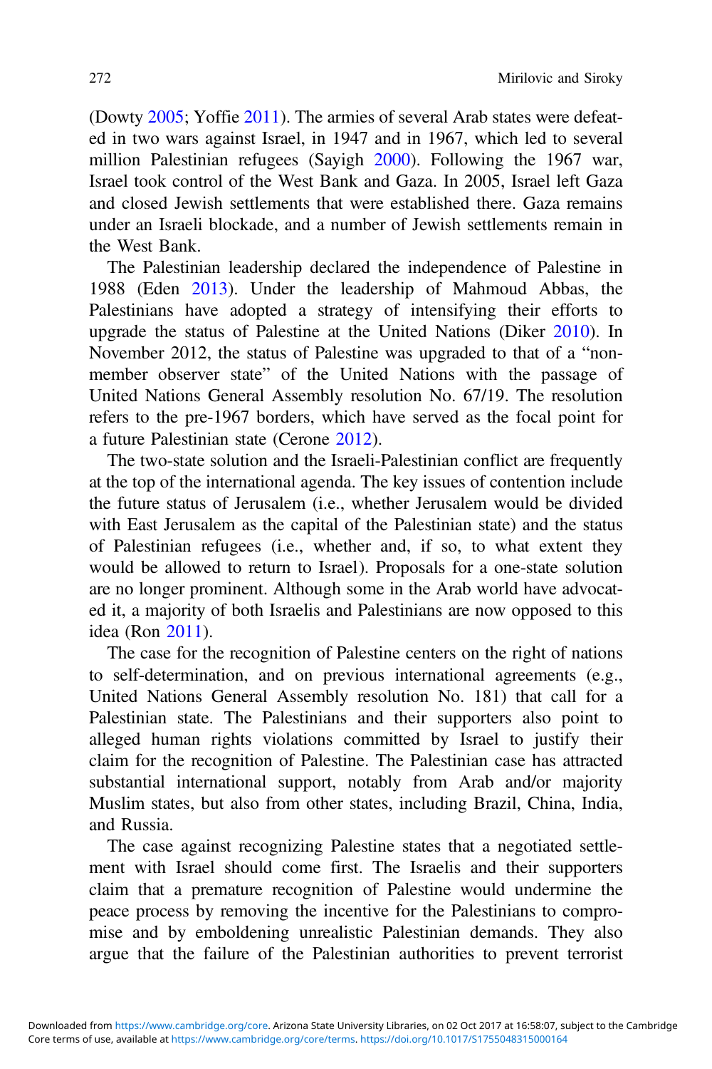(Dowty 2005; Yoffie 2011). The armies of several Arab states were defeated in two wars against Israel, in 1947 and in 1967, which led to several million Palestinian refugees (Sayigh 2000). Following the 1967 war, Israel took control of the West Bank and Gaza. In 2005, Israel left Gaza and closed Jewish settlements that were established there. Gaza remains under an Israeli blockade, and a number of Jewish settlements remain in the West Bank.

The Palestinian leadership declared the independence of Palestine in 1988 (Eden 2013). Under the leadership of Mahmoud Abbas, the Palestinians have adopted a strategy of intensifying their efforts to upgrade the status of Palestine at the United Nations (Diker 2010). In November 2012, the status of Palestine was upgraded to that of a "non-member observer state" of the United Nations with the passage of United Nations General Assembly resolution No. 67/19. The resolution refers to the pre-1967 borders, which have served as the focal point for a future Palestinian state (Cerone 2012).

The two-state solution and the Israeli-Palestinian conflict are frequently at the top of the international agenda. The key issues of contention include the future status of Jerusalem (i.e., whether Jerusalem would be divided with East Jerusalem as the capital of the Palestinian state) and the status of Palestinian refugees (i.e., whether and, if so, to what extent they would be allowed to return to Israel). Proposals for a one-state solution are no longer prominent. Although some in the Arab world have advocated it, a majority of both Israelis and Palestinians are now opposed to this idea (Ron 2011).

The case for the recognition of Palestine centers on the right of nations to self-determination, and on previous international agreements (e.g., United Nations General Assembly resolution No. 181) that call for a Palestinian state. The Palestinians and their supporters also point to alleged human rights violations committed by Israel to justify their claim for the recognition of Palestine. The Palestinian case has attracted substantial international support, notably from Arab and/or majority Muslim states, but also from other states, including Brazil, China, India, and Russia.

The case against recognizing Palestine states that a negotiated settlement with Israel should come first. The Israelis and their supporters claim that a premature recognition of Palestine would undermine the peace process by removing the incentive for the Palestinians to compromise and by emboldening unrealistic Palestinian demands. They also argue that the failure of the Palestinian authorities to prevent terrorist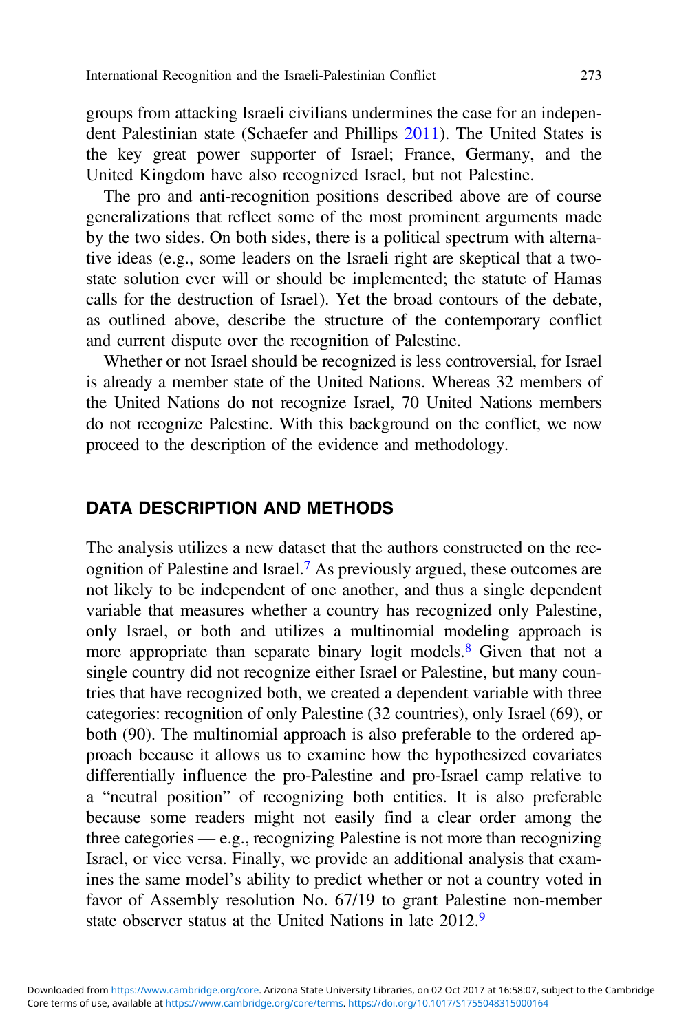groups from attacking Israeli civilians undermines the case for an independent Palestinian state (Schaefer and Phillips 2011). The United States is the key great power supporter of Israel; France, Germany, and the United Kingdom have also recognized Israel, but not Palestine.

The pro and anti-recognition positions described above are of course generalizations that reflect some of the most prominent arguments made by the two sides. On both sides, there is a political spectrum with alternative ideas (e.g., some leaders on the Israeli right are skeptical that a two-state solution ever will or should be implemented; the statute of Hamas calls for the destruction of Israel). Yet the broad contours of the debate, as outlined above, describe the structure of the contemporary conflict and current dispute over the recognition of Palestine.

Whether or not Israel should be recognized is less controversial, for Israel is already a member state of the United Nations. Whereas 32 members of the United Nations do not recognize Israel, 70 United Nations members do not recognize Palestine. With this background on the conflict, we now proceed to the description of the evidence and methodology.

## DATA DESCRIPTION AND METHODS

The analysis utilizes a new dataset that the authors constructed on the recognition of Palestine and Israel.[7] As previously argued, these outcomes are not likely to be independent of one another, and thus a single dependent variable that measures whether a country has recognized only Palestine, only Israel, or both and utilizes a multinomial modeling approach is more appropriate than separate binary logit models.[8] Given that not a single country did not recognize either Israel or Palestine, but many countries that have recognized both, we created a dependent variable with three categories: recognition of only Palestine (32 countries), only Israel (69), or both (90). The multinomial approach is also preferable to the ordered approach because it allows us to examine how the hypothesized covariates differentially influence the pro-Palestine and pro-Israel camp relative to a "neutral position" of recognizing both entities. It is also preferable because some readers might not easily find a clear order among the three categories — e.g., recognizing Palestine is not more than recognizing Israel, or vice versa. Finally, we provide an additional analysis that examines the same model's ability to predict whether or not a country voted in favor of Assembly resolution No. 67/19 to grant Palestine non-member state observer status at the United Nations in late 2012.[9]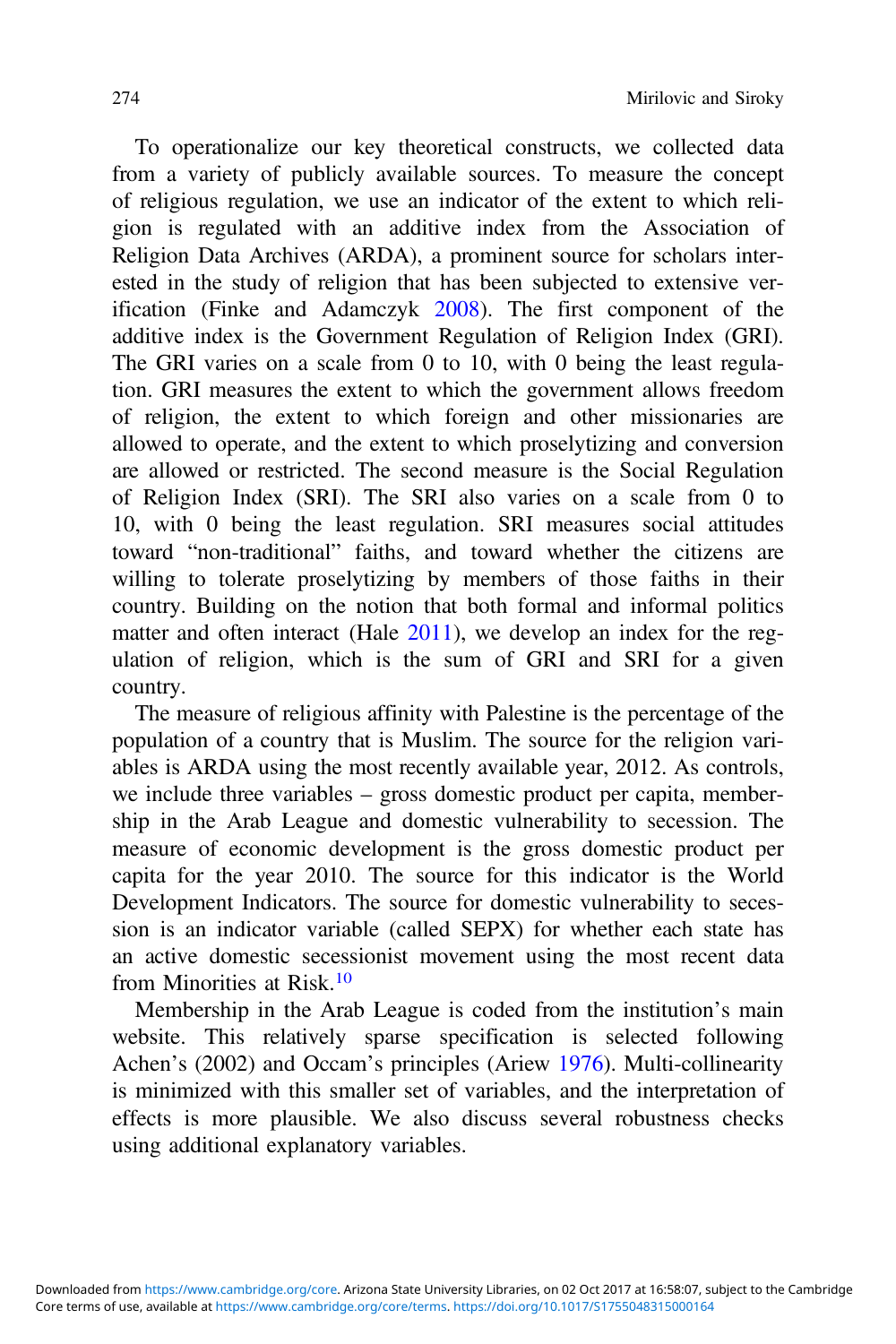To operationalize our key theoretical constructs, we collected data from a variety of publicly available sources. To measure the concept of religious regulation, we use an indicator of the extent to which religion is regulated with an additive index from the Association of Religion Data Archives (ARDA), a prominent source for scholars interested in the study of religion that has been subjected to extensive verification (Finke and Adamczyk 2008). The first component of the additive index is the Government Regulation of Religion Index (GRI). The GRI varies on a scale from 0 to 10, with 0 being the least regulation. GRI measures the extent to which the government allows freedom of religion, the extent to which foreign and other missionaries are allowed to operate, and the extent to which proselytizing and conversion are allowed or restricted. The second measure is the Social Regulation of Religion Index (SRI). The SRI also varies on a scale from 0 to 10, with 0 being the least regulation. SRI measures social attitudes toward "non-traditional" faiths, and toward whether the citizens are willing to tolerate proselytizing by members of those faiths in their country. Building on the notion that both formal and informal politics matter and often interact (Hale 2011), we develop an index for the regulation of religion, which is the sum of GRI and SRI for a given country.

The measure of religious affinity with Palestine is the percentage of the population of a country that is Muslim. The source for the religion variables is ARDA using the most recently available year, 2012. As controls, we include three variables – gross domestic product per capita, membership in the Arab League and domestic vulnerability to secession. The measure of economic development is the gross domestic product per capita for the year 2010. The source for this indicator is the World Development Indicators. The source for domestic vulnerability to secession is an indicator variable (called SEPX) for whether each state has an active domestic secessionist movement using the most recent data from Minorities at Risk.[10]

Membership in the Arab League is coded from the institution's main website. This relatively sparse specification is selected following Achen's (2002) and Occam's principles (Ariew 1976). Multi-collinearity is minimized with this smaller set of variables, and the interpretation of effects is more plausible. We also discuss several robustness checks using additional explanatory variables.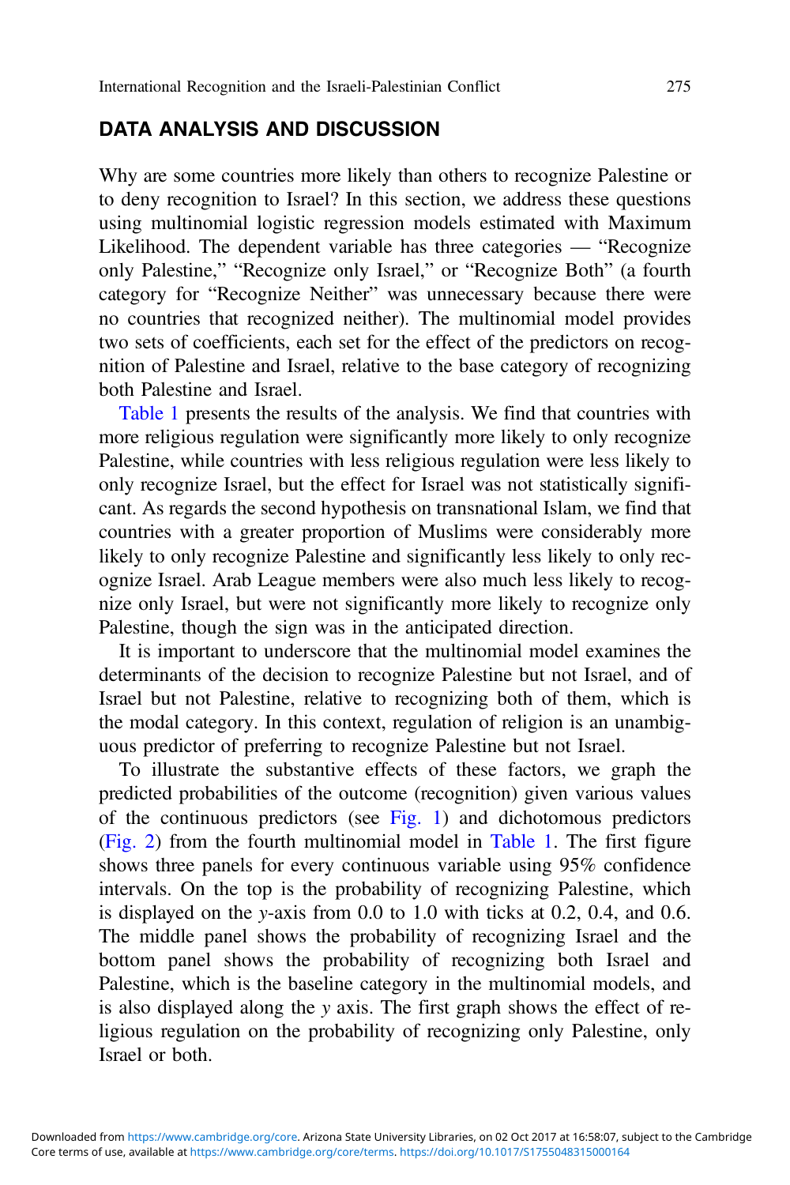## DATA ANALYSIS AND DISCUSSION

Why are some countries more likely than others to recognize Palestine or to deny recognition to Israel? In this section, we address these questions using multinomial logistic regression models estimated with Maximum Likelihood. The dependent variable has three categories — "Recognize only Palestine," "Recognize only Israel," or "Recognize Both" (a fourth category for "Recognize Neither" was unnecessary because there were no countries that recognized neither). The multinomial model provides two sets of coefficients, each set for the effect of the predictors on recognition of Palestine and Israel, relative to the base category of recognizing both Palestine and Israel.

Table 1 presents the results of the analysis. We find that countries with more religious regulation were significantly more likely to only recognize Palestine, while countries with less religious regulation were less likely to only recognize Israel, but the effect for Israel was not statistically significant. As regards the second hypothesis on transnational Islam, we find that countries with a greater proportion of Muslims were considerably more likely to only recognize Palestine and significantly less likely to only recognize Israel. Arab League members were also much less likely to recognize only Israel, but were not significantly more likely to recognize only Palestine, though the sign was in the anticipated direction.

It is important to underscore that the multinomial model examines the determinants of the decision to recognize Palestine but not Israel, and of Israel but not Palestine, relative to recognizing both of them, which is the modal category. In this context, regulation of religion is an unambiguous predictor of preferring to recognize Palestine but not Israel.

To illustrate the substantive effects of these factors, we graph the predicted probabilities of the outcome (recognition) given various values of the continuous predictors (see Fig. 1) and dichotomous predictors (Fig. 2) from the fourth multinomial model in Table 1. The first figure shows three panels for every continuous variable using 95% confidence intervals. On the top is the probability of recognizing Palestine, which is displayed on the $y$-axis from 0.0 to 1.0 with ticks at 0.2, 0.4, and 0.6. The middle panel shows the probability of recognizing Israel and the bottom panel shows the probability of recognizing both Israel and Palestine, which is the baseline category in the multinomial models, and is also displayed along the $y$ axis. The first graph shows the effect of religious regulation on the probability of recognizing only Palestine, only Israel or both.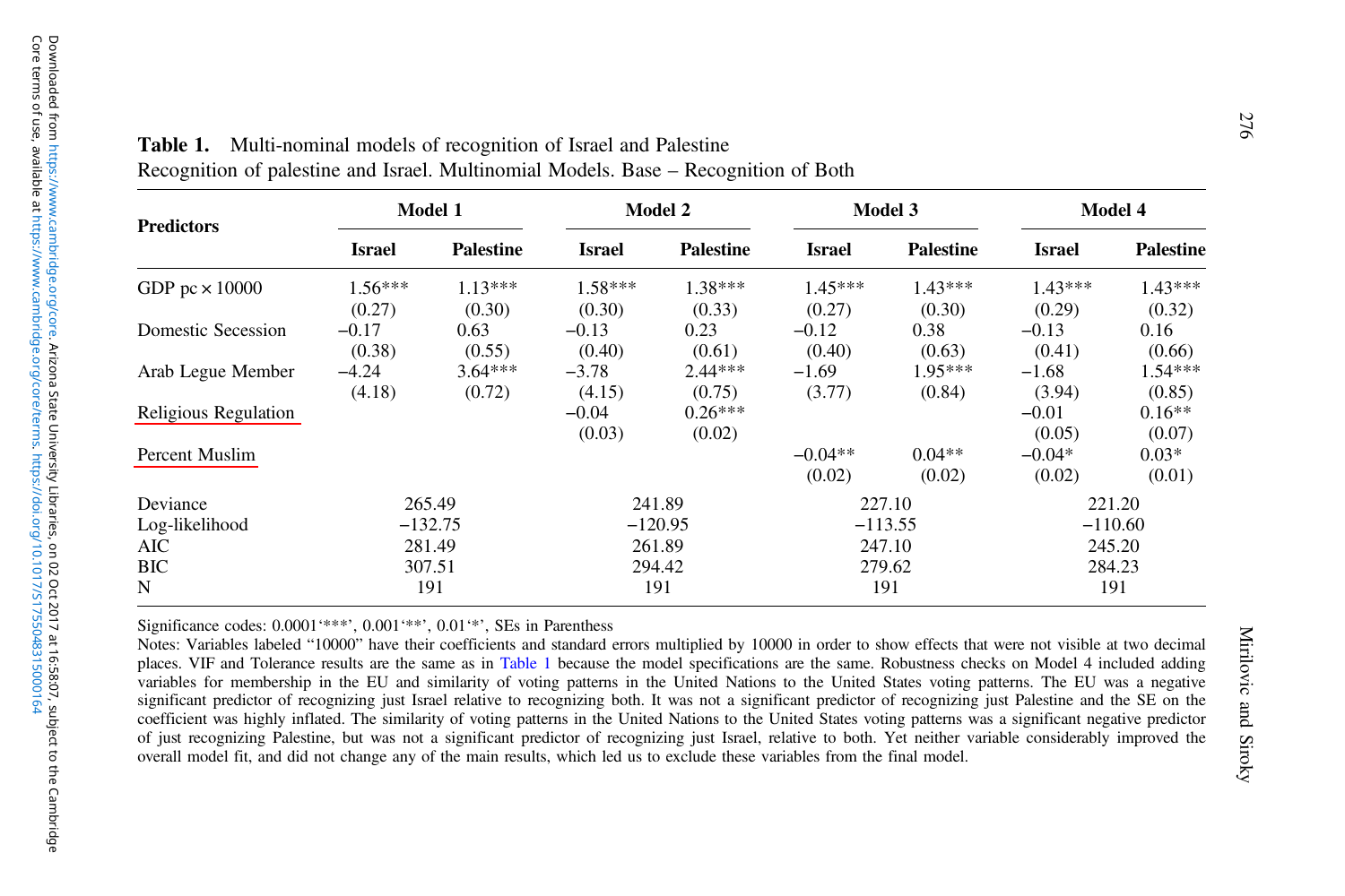**Table 1.** Multi-nominal models of recognition of Israel and Palestine

Recognition of palestine and Israel. Multinomial Models. Base – Recognition of Both

| Predictors | Model 1 | | Model 2 | | Model 3 | | Model 4 | |
|---|---|---|---|---|---|---|---|---|
| | Israel | Palestine | Israel | Palestine | Israel | Palestine | Israel | Palestine |
| GDP pc × 10000 | 1.56*** | 1.13*** | 1.58*** | 1.38*** | 1.45*** | 1.43*** | 1.43*** | 1.43*** |
| | (0.27) | (0.30) | (0.30) | (0.33) | (0.27) | (0.30) | (0.29) | (0.32) |
| Domestic Secession | −0.17 | 0.63 | −0.13 | 0.23 | −0.12 | 0.38 | −0.13 | 0.16 |
| | (0.38) | (0.55) | (0.40) | (0.61) | (0.40) | (0.63) | (0.41) | (0.66) |
| Arab Legue Member | −4.24 | 3.64*** | −3.78 | 2.44*** | −1.69 | 1.95*** | −1.68 | 1.54*** |
| | (4.18) | (0.72) | (4.15) | (0.75) | (3.77) | (0.84) | (3.94) | (0.85) |
| Religious Regulation | | | −0.04 | 0.26*** | | | −0.01 | 0.16** |
| | | | (0.03) | (0.02) | | | (0.05) | (0.07) |
| Percent Muslim | | | | | −0.04** | 0.04** | −0.04* | 0.03* |
| | | | | | (0.02) | (0.02) | (0.02) | (0.01) |
| Deviance | 265.49 | | 241.89 | | 227.10 | | 221.20 | |
| Log-likelihood | −132.75 | | −120.95 | | −113.55 | | −110.60 | |
| AIC | 281.49 | | 261.89 | | 247.10 | | 245.20 | |
| BIC | 307.51 | | 294.42 | | 279.62 | | 284.23 | |
| N | 191 | | 191 | | 191 | | 191 | |

Significance codes: 0.0001‘***’, 0.001‘**’, 0.01‘*’, SEs in Parenthess

Notes: Variables labeled “10000” have their coefficients and standard errors multiplied by 10000 in order to show effects that were not visible at two decimal places. VIF and Tolerance results are the same as in Table 1 because the model specifications are the same. Robustness checks on Model 4 included adding variables for membership in the EU and similarity of voting patterns in the United Nations to the United States voting patterns. The EU was a negative significant predictor of recognizing just Israel relative to recognizing both. It was not a significant predictor of recognizing just Palestine and the SE on the coefficient was highly inflated. The similarity of voting patterns in the United Nations to the United States voting patterns was a significant negative predictor of just recognizing Palestine, but was not a significant predictor of recognizing just Israel, relative to both. Yet neither variable considerably improved the overall model fit, and did not change any of the main results, which led us to exclude these variables from the final model.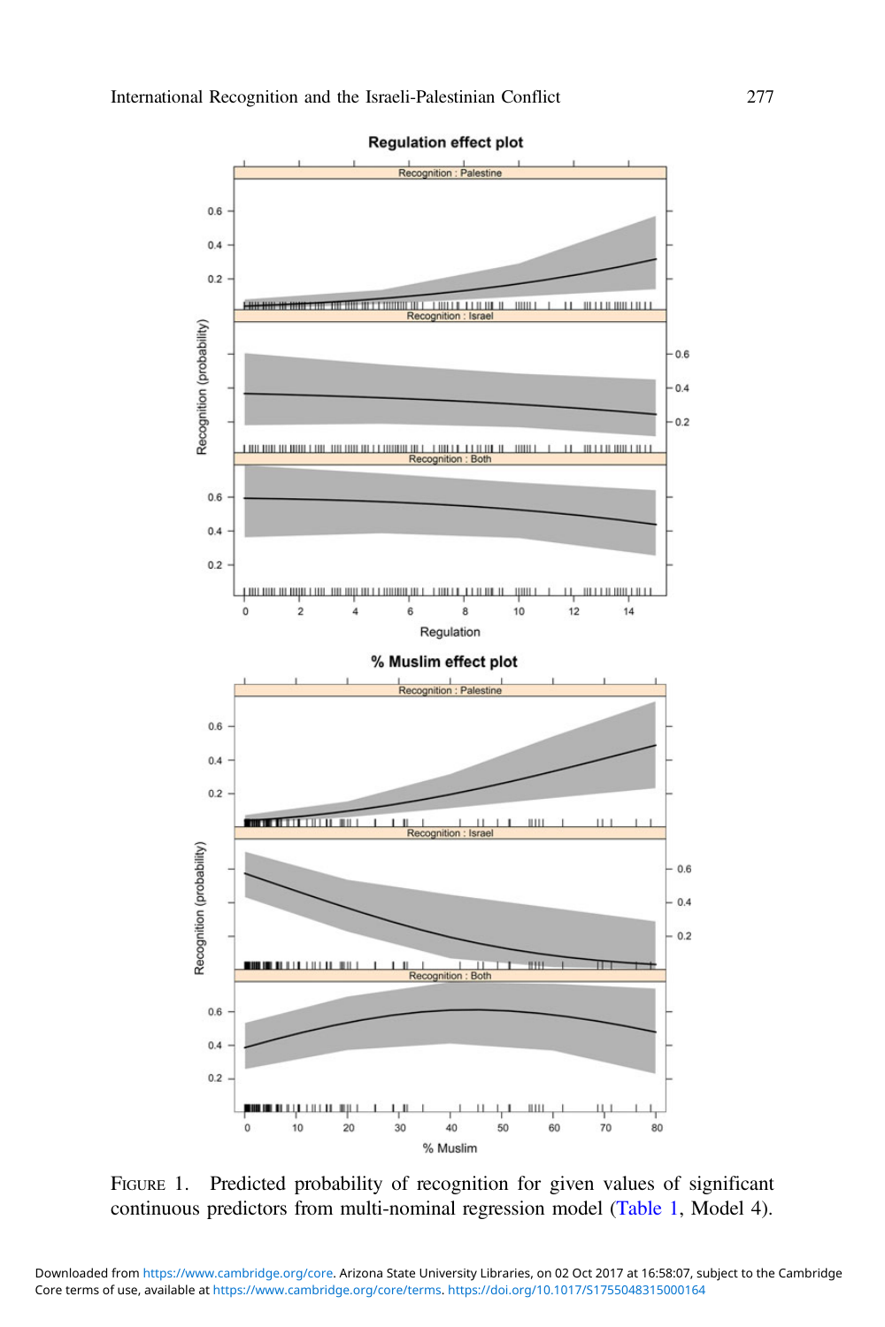Figure 1. Predicted probability of recognition for given values of significant continuous predictors from multi-nominal regression model (Table 1, Model 4).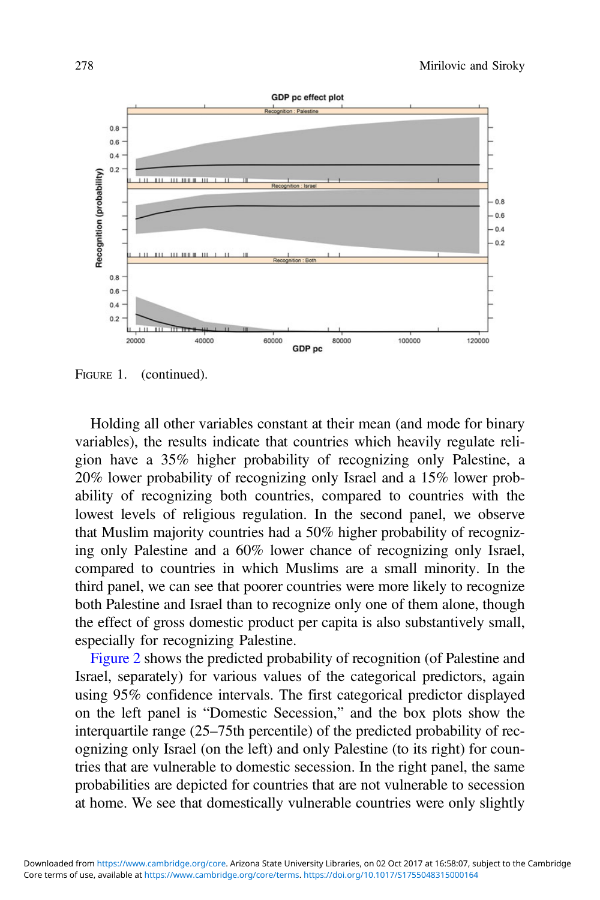FIGURE 1. (continued).

Holding all other variables constant at their mean (and mode for binary variables), the results indicate that countries which heavily regulate religion have a 35% higher probability of recognizing only Palestine, a 20% lower probability of recognizing only Israel and a 15% lower probability of recognizing both countries, compared to countries with the lowest levels of religious regulation. In the second panel, we observe that Muslim majority countries had a 50% higher probability of recognizing only Palestine and a 60% lower chance of recognizing only Israel, compared to countries in which Muslims are a small minority. In the third panel, we can see that poorer countries were more likely to recognize both Palestine and Israel than to recognize only one of them alone, though the effect of gross domestic product per capita is also substantively small, especially for recognizing Palestine.

Figure 2 shows the predicted probability of recognition (of Palestine and Israel, separately) for various values of the categorical predictors, again using 95% confidence intervals. The first categorical predictor displayed on the left panel is "Domestic Secession," and the box plots show the interquartile range (25–75th percentile) of the predicted probability of recognizing only Israel (on the left) and only Palestine (to its right) for countries that are vulnerable to domestic secession. In the right panel, the same probabilities are depicted for countries that are not vulnerable to secession at home. We see that domestically vulnerable countries were only slightly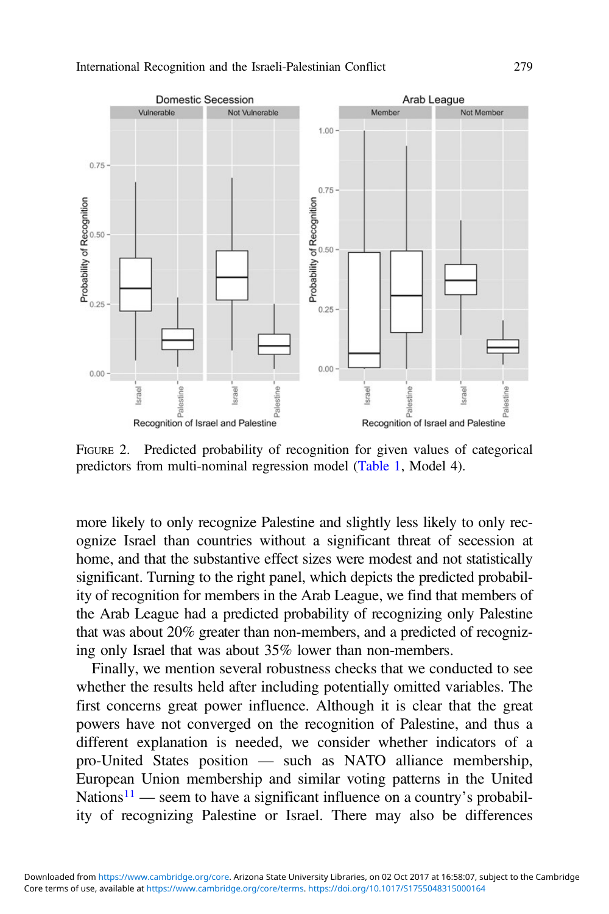FIGURE 2. Predicted probability of recognition for given values of categorical predictors from multi-nominal regression model (Table 1, Model 4).

more likely to only recognize Palestine and slightly less likely to only recognize Israel than countries without a significant threat of secession at home, and that the substantive effect sizes were modest and not statistically significant. Turning to the right panel, which depicts the predicted probability of recognition for members in the Arab League, we find that members of the Arab League had a predicted probability of recognizing only Palestine that was about 20% greater than non-members, and a predicted of recognizing only Israel that was about 35% lower than non-members.

Finally, we mention several robustness checks that we conducted to see whether the results held after including potentially omitted variables. The first concerns great power influence. Although it is clear that the great powers have not converged on the recognition of Palestine, and thus a different explanation is needed, we consider whether indicators of a pro-United States position — such as NATO alliance membership, European Union membership and similar voting patterns in the United Nations[11] — seem to have a significant influence on a country's probability of recognizing Palestine or Israel. There may also be differences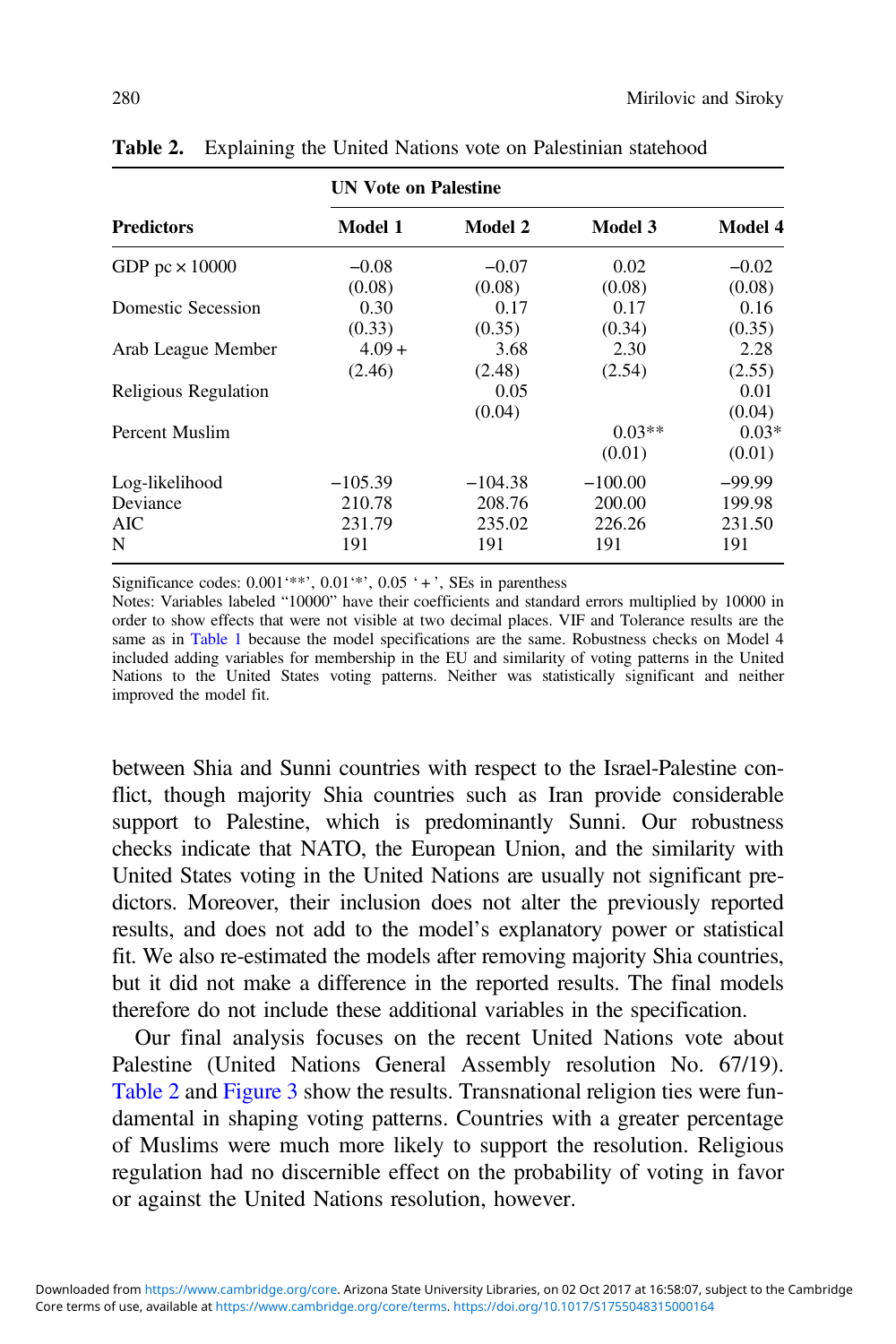**Table 2.** Explaining the United Nations vote on Palestinian statehood

| | UN Vote on Palestine | | | |
|---|---|---|---|---|
| **Predictors** | **Model 1** | **Model 2** | **Model 3** | **Model 4** |
| GDP pc × 10000 | −0.08 | −0.07 | 0.02 | −0.02 |
| | (0.08) | (0.08) | (0.08) | (0.08) |
| Domestic Secession | 0.30 | 0.17 | 0.17 | 0.16 |
| | (0.33) | (0.35) | (0.34) | (0.35) |
| Arab League Member | 4.09 + | 3.68 | 2.30 | 2.28 |
| | (2.46) | (2.48) | (2.54) | (2.55) |
| Religious Regulation | | 0.05 | | 0.01 |
| | | (0.04) | | (0.04) |
| Percent Muslim | | | 0.03** | 0.03* |
| | | | (0.01) | (0.01) |
| Log-likelihood | −105.39 | −104.38 | −100.00 | −99.99 |
| Deviance | 210.78 | 208.76 | 200.00 | 199.98 |
| AIC | 231.79 | 235.02 | 226.26 | 231.50 |
| N | 191 | 191 | 191 | 191 |

Significance codes: 0.001'**', 0.01'*', 0.05 '+', SEs in parenthess

Notes: Variables labeled "10000" have their coefficients and standard errors multiplied by 10000 in order to show effects that were not visible at two decimal places. VIF and Tolerance results are the same as in Table 1 because the model specifications are the same. Robustness checks on Model 4 included adding variables for membership in the EU and similarity of voting patterns in the United Nations to the United States voting patterns. Neither was statistically significant and neither improved the model fit.

between Shia and Sunni countries with respect to the Israel-Palestine conflict, though majority Shia countries such as Iran provide considerable support to Palestine, which is predominantly Sunni. Our robustness checks indicate that NATO, the European Union, and the similarity with United States voting in the United Nations are usually not significant predictors. Moreover, their inclusion does not alter the previously reported results, and does not add to the model's explanatory power or statistical fit. We also re-estimated the models after removing majority Shia countries, but it did not make a difference in the reported results. The final models therefore do not include these additional variables in the specification.

Our final analysis focuses on the recent United Nations vote about Palestine (United Nations General Assembly resolution No. 67/19). Table 2 and Figure 3 show the results. Transnational religion ties were fundamental in shaping voting patterns. Countries with a greater percentage of Muslims were much more likely to support the resolution. Religious regulation had no discernible effect on the probability of voting in favor or against the United Nations resolution, however.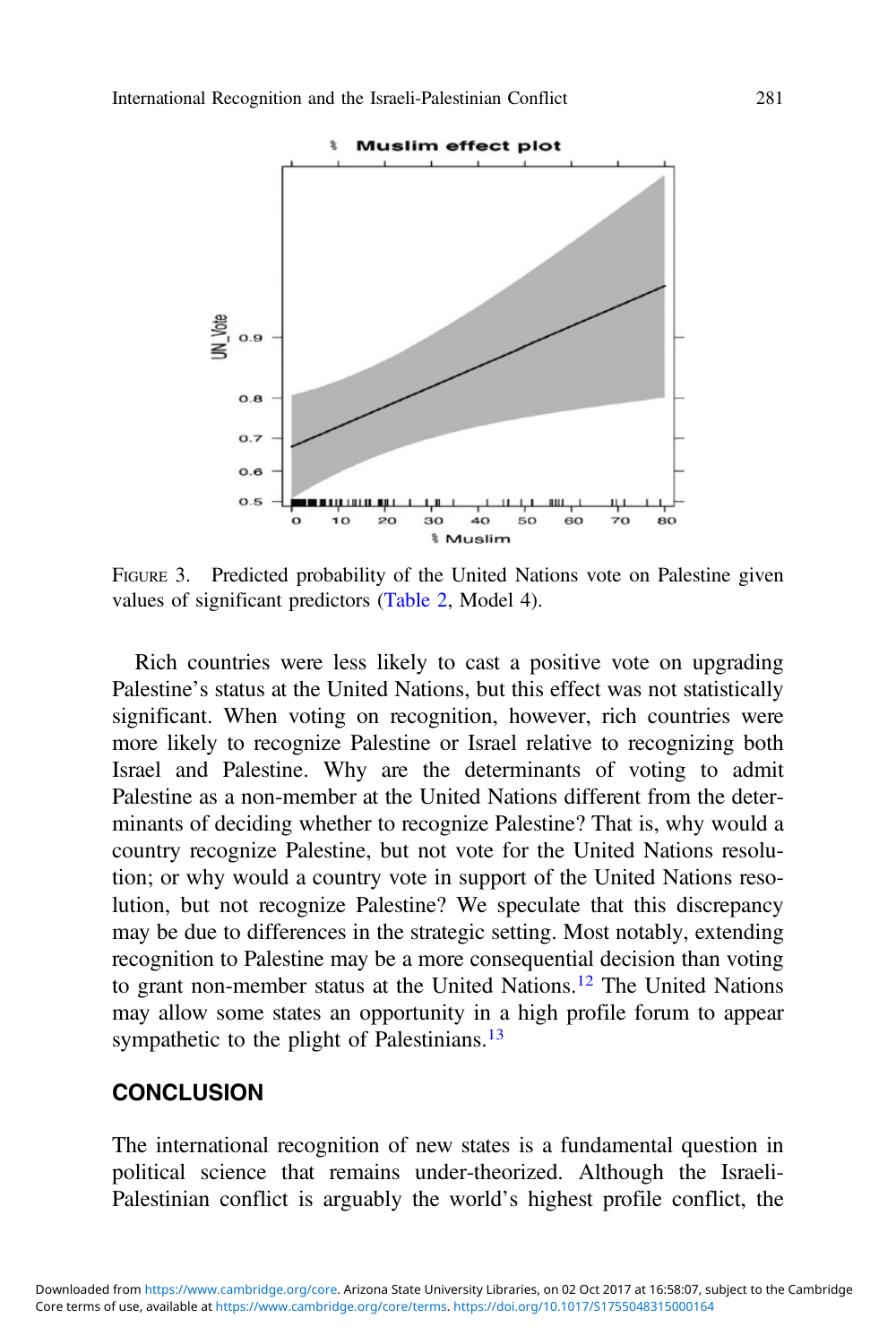FIGURE 3. Predicted probability of the United Nations vote on Palestine given values of significant predictors (Table 2, Model 4).

Rich countries were less likely to cast a positive vote on upgrading Palestine's status at the United Nations, but this effect was not statistically significant. When voting on recognition, however, rich countries were more likely to recognize Palestine or Israel relative to recognizing both Israel and Palestine. Why are the determinants of voting to admit Palestine as a non-member at the United Nations different from the determinants of deciding whether to recognize Palestine? That is, why would a country recognize Palestine, but not vote for the United Nations resolution; or why would a country vote in support of the United Nations resolution, but not recognize Palestine? We speculate that this discrepancy may be due to differences in the strategic setting. Most notably, extending recognition to Palestine may be a more consequential decision than voting to grant non-member status at the United Nations.[12] The United Nations may allow some states an opportunity in a high profile forum to appear sympathetic to the plight of Palestinians.[13]

## CONCLUSION

The international recognition of new states is a fundamental question in political science that remains under-theorized. Although the Israeli-Palestinian conflict is arguably the world's highest profile conflict, the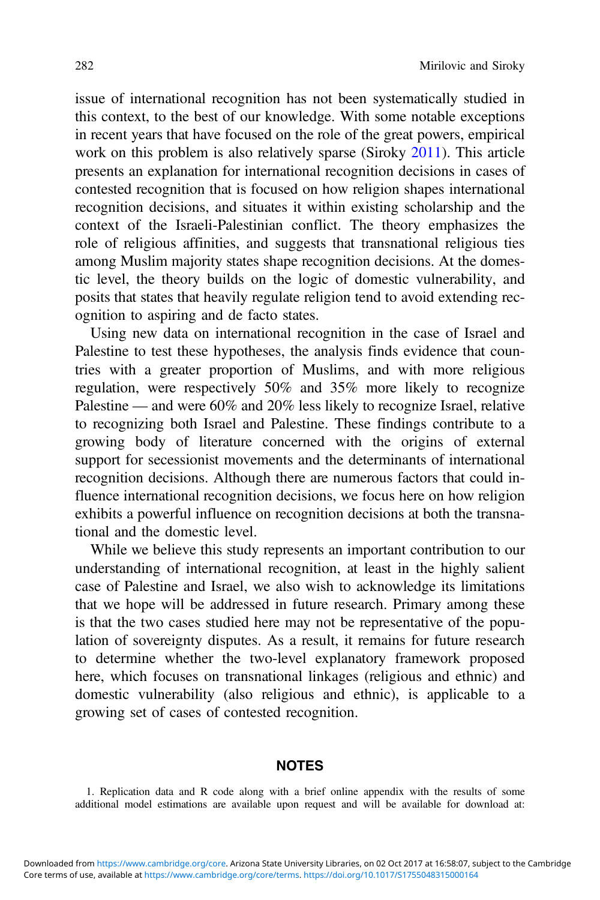issue of international recognition has not been systematically studied in this context, to the best of our knowledge. With some notable exceptions in recent years that have focused on the role of the great powers, empirical work on this problem is also relatively sparse (Siroky 2011). This article presents an explanation for international recognition decisions in cases of contested recognition that is focused on how religion shapes international recognition decisions, and situates it within existing scholarship and the context of the Israeli-Palestinian conflict. The theory emphasizes the role of religious affinities, and suggests that transnational religious ties among Muslim majority states shape recognition decisions. At the domestic level, the theory builds on the logic of domestic vulnerability, and posits that states that heavily regulate religion tend to avoid extending recognition to aspiring and de facto states.

Using new data on international recognition in the case of Israel and Palestine to test these hypotheses, the analysis finds evidence that countries with a greater proportion of Muslims, and with more religious regulation, were respectively 50% and 35% more likely to recognize Palestine — and were 60% and 20% less likely to recognize Israel, relative to recognizing both Israel and Palestine. These findings contribute to a growing body of literature concerned with the origins of external support for secessionist movements and the determinants of international recognition decisions. Although there are numerous factors that could influence international recognition decisions, we focus here on how religion exhibits a powerful influence on recognition decisions at both the transnational and the domestic level.

While we believe this study represents an important contribution to our understanding of international recognition, at least in the highly salient case of Palestine and Israel, we also wish to acknowledge its limitations that we hope will be addressed in future research. Primary among these is that the two cases studied here may not be representative of the population of sovereignty disputes. As a result, it remains for future research to determine whether the two-level explanatory framework proposed here, which focuses on transnational linkages (religious and ethnic) and domestic vulnerability (also religious and ethnic), is applicable to a growing set of cases of contested recognition.

## NOTES

1. Replication data and R code along with a brief online appendix with the results of some additional model estimations are available upon request and will be available for download at: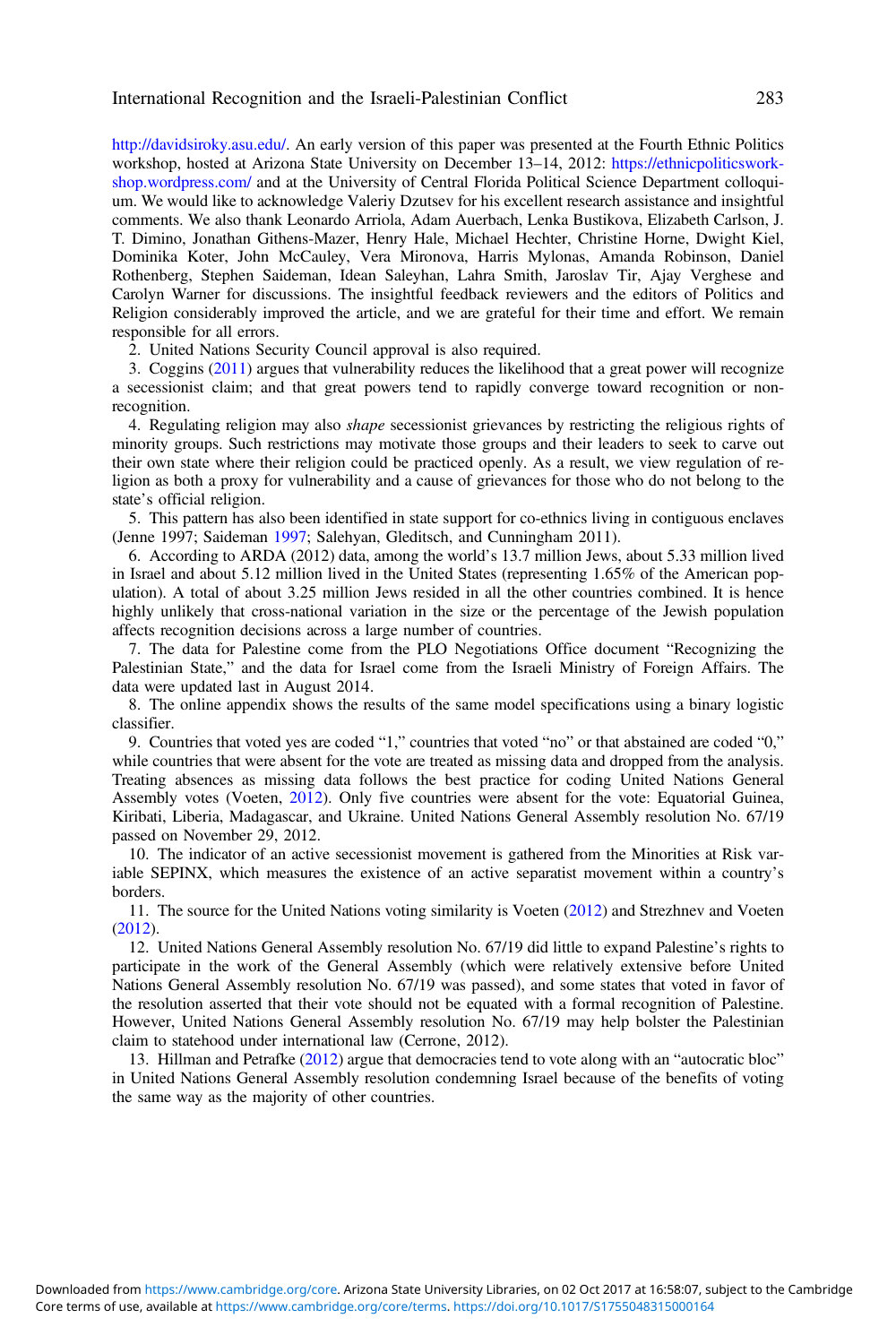http://davidsiroky.asu.edu/. An early version of this paper was presented at the Fourth Ethnic Politics workshop, hosted at Arizona State University on December 13–14, 2012: https://ethnicpoliticsworkshop.wordpress.com/ and at the University of Central Florida Political Science Department colloquium. We would like to acknowledge Valeriy Dzutsev for his excellent research assistance and insightful comments. We also thank Leonardo Arriola, Adam Auerbach, Lenka Bustikova, Elizabeth Carlson, J. T. Dimino, Jonathan Githens-Mazer, Henry Hale, Michael Hechter, Christine Horne, Dwight Kiel, Dominika Koter, John McCauley, Vera Mironova, Harris Mylonas, Amanda Robinson, Daniel Rothenberg, Stephen Saideman, Idean Saleyhan, Lahra Smith, Jaroslav Tir, Ajay Verghese and Carolyn Warner for discussions. The insightful feedback reviewers and the editors of Politics and Religion considerably improved the article, and we are grateful for their time and effort. We remain responsible for all errors.

2. United Nations Security Council approval is also required.

3. Coggins (2011) argues that vulnerability reduces the likelihood that a great power will recognize a secessionist claim; and that great powers tend to rapidly converge toward recognition or nonrecognition.

4. Regulating religion may also *shape* secessionist grievances by restricting the religious rights of minority groups. Such restrictions may motivate those groups and their leaders to seek to carve out their own state where their religion could be practiced openly. As a result, we view regulation of religion as both a proxy for vulnerability and a cause of grievances for those who do not belong to the state's official religion.

5. This pattern has also been identified in state support for co-ethnics living in contiguous enclaves (Jenne 1997; Saideman 1997; Salehyan, Gleditsch, and Cunningham 2011).

6. According to ARDA (2012) data, among the world's 13.7 million Jews, about 5.33 million lived in Israel and about 5.12 million lived in the United States (representing 1.65% of the American population). A total of about 3.25 million Jews resided in all the other countries combined. It is hence highly unlikely that cross-national variation in the size or the percentage of the Jewish population affects recognition decisions across a large number of countries.

7. The data for Palestine come from the PLO Negotiations Office document "Recognizing the Palestinian State," and the data for Israel come from the Israeli Ministry of Foreign Affairs. The data were updated last in August 2014.

8. The online appendix shows the results of the same model specifications using a binary logistic classifier.

9. Countries that voted yes are coded "1," countries that voted "no" or that abstained are coded "0," while countries that were absent for the vote are treated as missing data and dropped from the analysis. Treating absences as missing data follows the best practice for coding United Nations General Assembly votes (Voeten, 2012). Only five countries were absent for the vote: Equatorial Guinea, Kiribati, Liberia, Madagascar, and Ukraine. United Nations General Assembly resolution No. 67/19 passed on November 29, 2012.

10. The indicator of an active secessionist movement is gathered from the Minorities at Risk variable SEPINX, which measures the existence of an active separatist movement within a country's borders.

11. The source for the United Nations voting similarity is Voeten (2012) and Strezhnev and Voeten (2012).

12. United Nations General Assembly resolution No. 67/19 did little to expand Palestine's rights to participate in the work of the General Assembly (which were relatively extensive before United Nations General Assembly resolution No. 67/19 was passed), and some states that voted in favor of the resolution asserted that their vote should not be equated with a formal recognition of Palestine. However, United Nations General Assembly resolution No. 67/19 may help bolster the Palestinian claim to statehood under international law (Cerrone, 2012).

13. Hillman and Petrafke (2012) argue that democracies tend to vote along with an "autocratic bloc" in United Nations General Assembly resolution condemning Israel because of the benefits of voting the same way as the majority of other countries.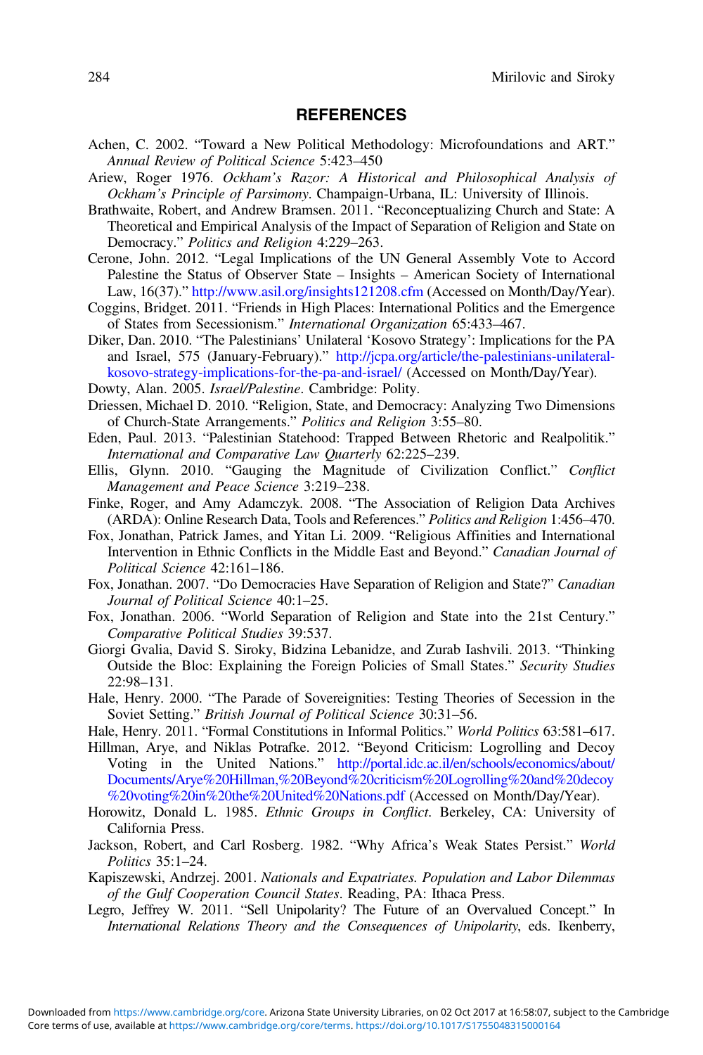## REFERENCES

Achen, C. 2002. "Toward a New Political Methodology: Microfoundations and ART." *Annual Review of Political Science* 5:423–450

Ariew, Roger 1976. *Ockham's Razor: A Historical and Philosophical Analysis of Ockham's Principle of Parsimony*. Champaign-Urbana, IL: University of Illinois.

Brathwaite, Robert, and Andrew Bramsen. 2011. "Reconceptualizing Church and State: A Theoretical and Empirical Analysis of the Impact of Separation of Religion and State on Democracy." *Politics and Religion* 4:229–263.

Cerone, John. 2012. "Legal Implications of the UN General Assembly Vote to Accord Palestine the Status of Observer State – Insights – American Society of International Law, 16(37)." http://www.asil.org/insights121208.cfm (Accessed on Month/Day/Year).

Coggins, Bridget. 2011. "Friends in High Places: International Politics and the Emergence of States from Secessionism." *International Organization* 65:433–467.

Diker, Dan. 2010. "The Palestinians' Unilateral 'Kosovo Strategy': Implications for the PA and Israel, 575 (January-February)." http://jcpa.org/article/the-palestinians-unilateral-kosovo-strategy-implications-for-the-pa-and-israel/ (Accessed on Month/Day/Year).

Dowty, Alan. 2005. *Israel/Palestine*. Cambridge: Polity.

Driessen, Michael D. 2010. "Religion, State, and Democracy: Analyzing Two Dimensions of Church-State Arrangements." *Politics and Religion* 3:55–80.

Eden, Paul. 2013. "Palestinian Statehood: Trapped Between Rhetoric and Realpolitik." *International and Comparative Law Quarterly* 62:225–239.

Ellis, Glynn. 2010. "Gauging the Magnitude of Civilization Conflict." *Conflict Management and Peace Science* 3:219–238.

Finke, Roger, and Amy Adamczyk. 2008. "The Association of Religion Data Archives (ARDA): Online Research Data, Tools and References." *Politics and Religion* 1:456–470.

Fox, Jonathan, Patrick James, and Yitan Li. 2009. "Religious Affinities and International Intervention in Ethnic Conflicts in the Middle East and Beyond." *Canadian Journal of Political Science* 42:161–186.

Fox, Jonathan. 2007. "Do Democracies Have Separation of Religion and State?" *Canadian Journal of Political Science* 40:1–25.

Fox, Jonathan. 2006. "World Separation of Religion and State into the 21st Century." *Comparative Political Studies* 39:537.

Giorgi Gvalia, David S. Siroky, Bidzina Lebanidze, and Zurab Iashvili. 2013. "Thinking Outside the Bloc: Explaining the Foreign Policies of Small States." *Security Studies* 22:98–131.

Hale, Henry. 2000. "The Parade of Sovereignities: Testing Theories of Secession in the Soviet Setting." *British Journal of Political Science* 30:31–56.

Hale, Henry. 2011. "Formal Constitutions in Informal Politics." *World Politics* 63:581–617.

Hillman, Arye, and Niklas Potrafke. 2012. "Beyond Criticism: Logrolling and Decoy Voting in the United Nations." http://portal.idc.ac.il/en/schools/economics/about/Documents/Arye%20Hillman,%20Beyond%20criticism%20Logrolling%20and%20decoy%20voting%20in%20the%20United%20Nations.pdf (Accessed on Month/Day/Year).

Horowitz, Donald L. 1985. *Ethnic Groups in Conflict*. Berkeley, CA: University of California Press.

Jackson, Robert, and Carl Rosberg. 1982. "Why Africa's Weak States Persist." *World Politics* 35:1–24.

Kapiszewski, Andrzej. 2001. *Nationals and Expatriates. Population and Labor Dilemmas of the Gulf Cooperation Council States*. Reading, PA: Ithaca Press.

Legro, Jeffrey W. 2011. "Sell Unipolarity? The Future of an Overvalued Concept." In *International Relations Theory and the Consequences of Unipolarity*, eds. Ikenberry,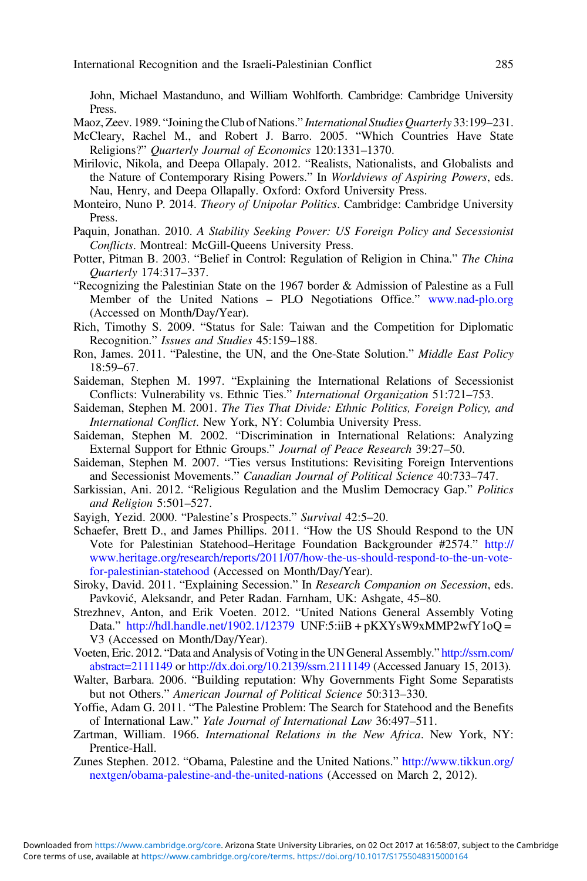John, Michael Mastanduno, and William Wohlforth. Cambridge: Cambridge University Press.

Maoz, Zeev. 1989. "Joining the Club of Nations." *International Studies Quarterly* 33:199–231.

McCleary, Rachel M., and Robert J. Barro. 2005. "Which Countries Have State Religions?" *Quarterly Journal of Economics* 120:1331–1370.

Mirilovic, Nikola, and Deepa Ollapaly. 2012. "Realists, Nationalists, and Globalists and the Nature of Contemporary Rising Powers." In *Worldviews of Aspiring Powers*, eds. Nau, Henry, and Deepa Ollapally. Oxford: Oxford University Press.

Monteiro, Nuno P. 2014. *Theory of Unipolar Politics*. Cambridge: Cambridge University Press.

Paquin, Jonathan. 2010. *A Stability Seeking Power: US Foreign Policy and Secessionist Conflicts*. Montreal: McGill-Queens University Press.

Potter, Pitman B. 2003. "Belief in Control: Regulation of Religion in China." *The China Quarterly* 174:317–337.

"Recognizing the Palestinian State on the 1967 border & Admission of Palestine as a Full Member of the United Nations – PLO Negotiations Office." www.nad-plo.org (Accessed on Month/Day/Year).

Rich, Timothy S. 2009. "Status for Sale: Taiwan and the Competition for Diplomatic Recognition." *Issues and Studies* 45:159–188.

Ron, James. 2011. "Palestine, the UN, and the One-State Solution." *Middle East Policy* 18:59–67.

Saideman, Stephen M. 1997. "Explaining the International Relations of Secessionist Conflicts: Vulnerability vs. Ethnic Ties." *International Organization* 51:721–753.

Saideman, Stephen M. 2001. *The Ties That Divide: Ethnic Politics, Foreign Policy, and International Conflict*. New York, NY: Columbia University Press.

Saideman, Stephen M. 2002. "Discrimination in International Relations: Analyzing External Support for Ethnic Groups." *Journal of Peace Research* 39:27–50.

Saideman, Stephen M. 2007. "Ties versus Institutions: Revisiting Foreign Interventions and Secessionist Movements." *Canadian Journal of Political Science* 40:733–747.

Sarkissian, Ani. 2012. "Religious Regulation and the Muslim Democracy Gap." *Politics and Religion* 5:501–527.

Sayigh, Yezid. 2000. "Palestine's Prospects." *Survival* 42:5–20.

Schaefer, Brett D., and James Phillips. 2011. "How the US Should Respond to the UN Vote for Palestinian Statehood–Heritage Foundation Backgrounder #2574." http://www.heritage.org/research/reports/2011/07/how-the-us-should-respond-to-the-un-vote-for-palestinian-statehood (Accessed on Month/Day/Year).

Siroky, David. 2011. "Explaining Secession." In *Research Companion on Secession*, eds. Pavković, Aleksandr, and Peter Radan. Farnham, UK: Ashgate, 45–80.

Strezhnev, Anton, and Erik Voeten. 2012. "United Nations General Assembly Voting Data." http://hdl.handle.net/1902.1/12379 UNF:5:iiB + pKXYsW9xMMP2wfY1oQ = V3 (Accessed on Month/Day/Year).

Voeten, Eric. 2012. "Data and Analysis of Voting in the UN General Assembly." http://ssrn.com/abstract=2111149 or http://dx.doi.org/10.2139/ssrn.2111149 (Accessed January 15, 2013).

Walter, Barbara. 2006. "Building reputation: Why Governments Fight Some Separatists but not Others." *American Journal of Political Science* 50:313–330.

Yoffie, Adam G. 2011. "The Palestine Problem: The Search for Statehood and the Benefits of International Law." *Yale Journal of International Law* 36:497–511.

Zartman, William. 1966. *International Relations in the New Africa*. New York, NY: Prentice-Hall.

Zunes Stephen. 2012. "Obama, Palestine and the United Nations." http://www.tikkun.org/nextgen/obama-palestine-and-the-united-nations (Accessed on March 2, 2012).